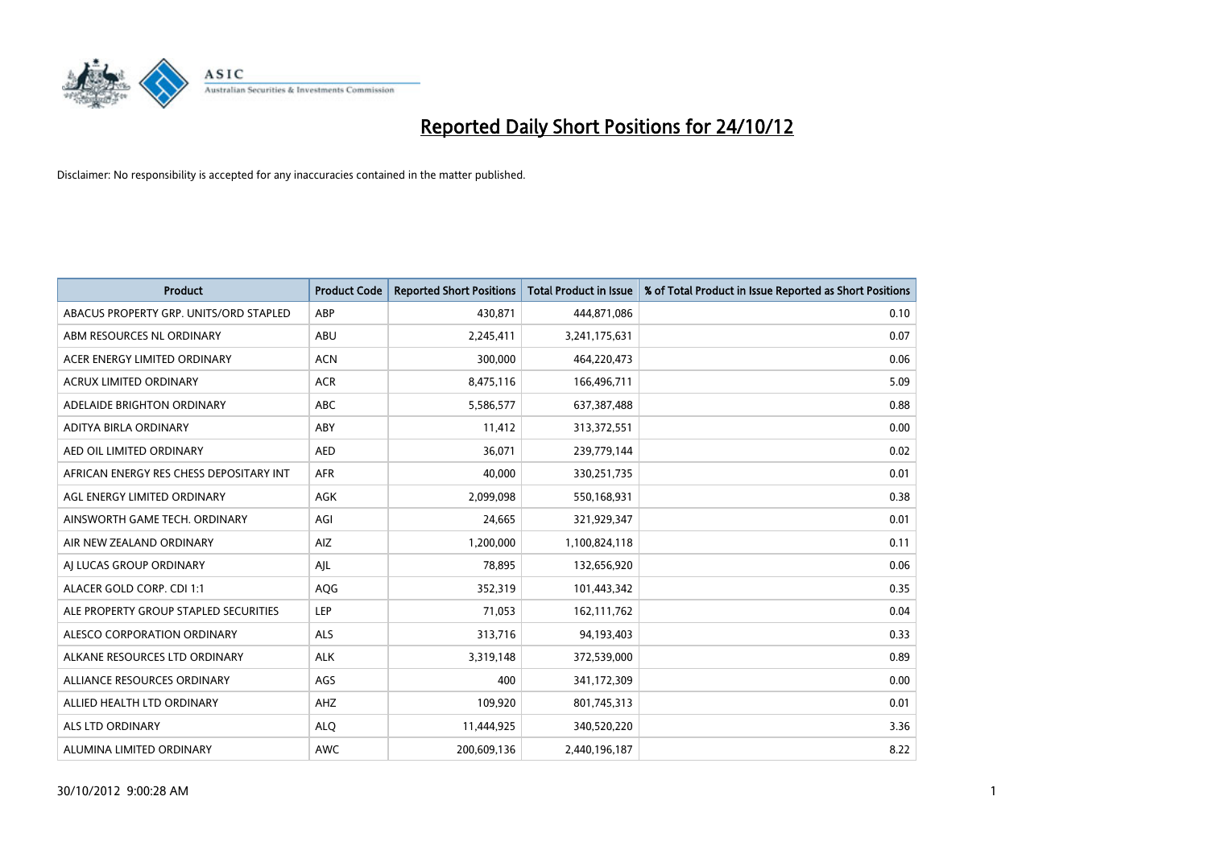# Reported Daily Short Positions for 24/10/12

Disclaimer: No responsibility is accepted for any inaccuracies contained in the matter published.

| Product | Product Code | Reported Short Positions | Total Product in Issue | % of Total Product in Issue Reported as Short Positions |
|---|---|---|---|---|
| ABACUS PROPERTY GRP. UNITS/ORD STAPLED | ABP | 430,871 | 444,871,086 | 0.10 |
| ABM RESOURCES NL ORDINARY | ABU | 2,245,411 | 3,241,175,631 | 0.07 |
| ACER ENERGY LIMITED ORDINARY | ACN | 300,000 | 464,220,473 | 0.06 |
| ACRUX LIMITED ORDINARY | ACR | 8,475,116 | 166,496,711 | 5.09 |
| ADELAIDE BRIGHTON ORDINARY | ABC | 5,586,577 | 637,387,488 | 0.88 |
| ADITYA BIRLA ORDINARY | ABY | 11,412 | 313,372,551 | 0.00 |
| AED OIL LIMITED ORDINARY | AED | 36,071 | 239,779,144 | 0.02 |
| AFRICAN ENERGY RES CHESS DEPOSITARY INT | AFR | 40,000 | 330,251,735 | 0.01 |
| AGL ENERGY LIMITED ORDINARY | AGK | 2,099,098 | 550,168,931 | 0.38 |
| AINSWORTH GAME TECH. ORDINARY | AGI | 24,665 | 321,929,347 | 0.01 |
| AIR NEW ZEALAND ORDINARY | AIZ | 1,200,000 | 1,100,824,118 | 0.11 |
| AJ LUCAS GROUP ORDINARY | AJL | 78,895 | 132,656,920 | 0.06 |
| ALACER GOLD CORP. CDI 1:1 | AQG | 352,319 | 101,443,342 | 0.35 |
| ALE PROPERTY GROUP STAPLED SECURITIES | LEP | 71,053 | 162,111,762 | 0.04 |
| ALESCO CORPORATION ORDINARY | ALS | 313,716 | 94,193,403 | 0.33 |
| ALKANE RESOURCES LTD ORDINARY | ALK | 3,319,148 | 372,539,000 | 0.89 |
| ALLIANCE RESOURCES ORDINARY | AGS | 400 | 341,172,309 | 0.00 |
| ALLIED HEALTH LTD ORDINARY | AHZ | 109,920 | 801,745,313 | 0.01 |
| ALS LTD ORDINARY | ALQ | 11,444,925 | 340,520,220 | 3.36 |
| ALUMINA LIMITED ORDINARY | AWC | 200,609,136 | 2,440,196,187 | 8.22 |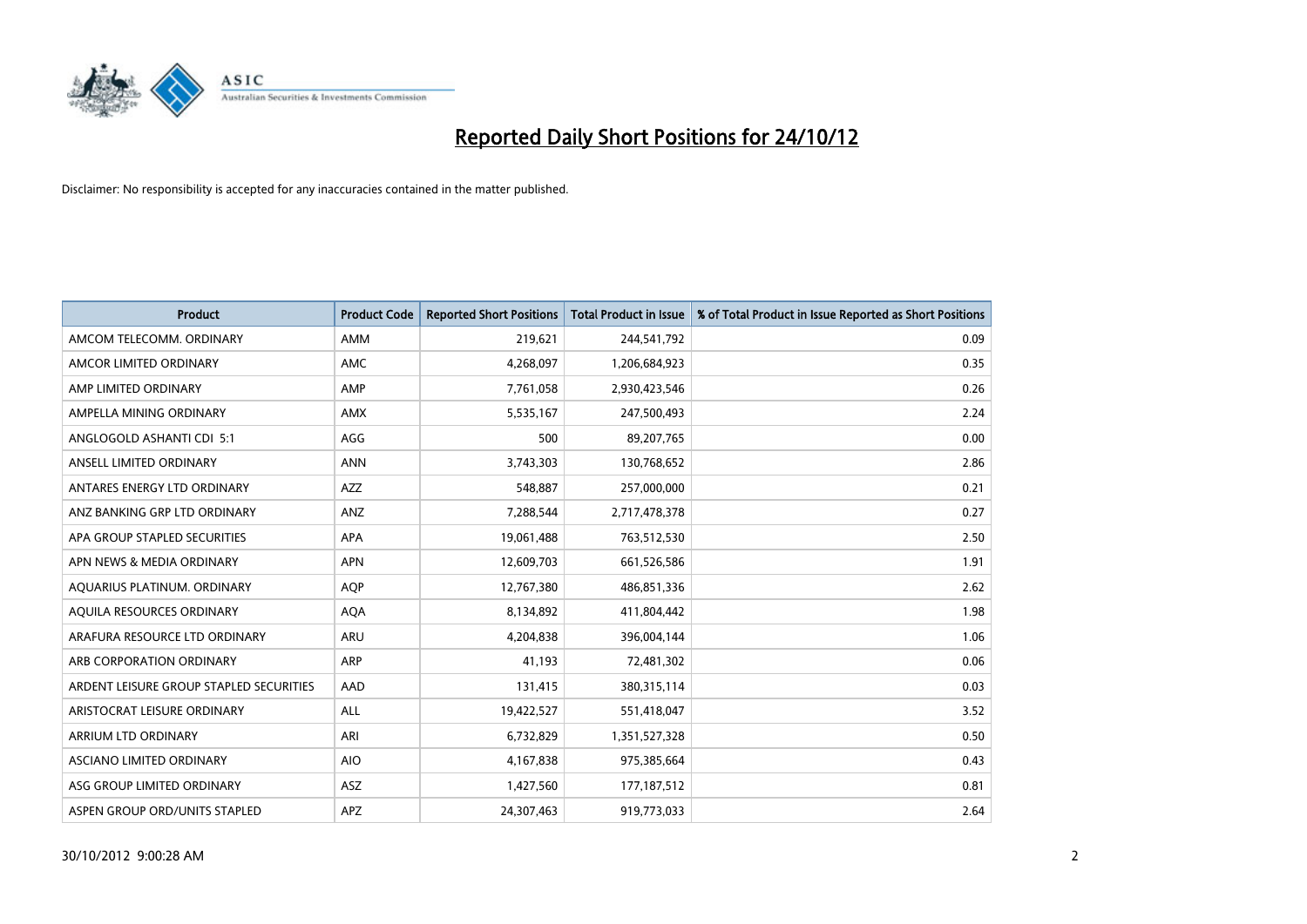# Reported Daily Short Positions for 24/10/12

Disclaimer: No responsibility is accepted for any inaccuracies contained in the matter published.

| Product | Product Code | Reported Short Positions | Total Product in Issue | % of Total Product in Issue Reported as Short Positions |
|---|---|---|---|---|
| AMCOM TELECOMM. ORDINARY | AMM | 219,621 | 244,541,792 | 0.09 |
| AMCOR LIMITED ORDINARY | AMC | 4,268,097 | 1,206,684,923 | 0.35 |
| AMP LIMITED ORDINARY | AMP | 7,761,058 | 2,930,423,546 | 0.26 |
| AMPELLA MINING ORDINARY | AMX | 5,535,167 | 247,500,493 | 2.24 |
| ANGLOGOLD ASHANTI CDI 5:1 | AGG | 500 | 89,207,765 | 0.00 |
| ANSELL LIMITED ORDINARY | ANN | 3,743,303 | 130,768,652 | 2.86 |
| ANTARES ENERGY LTD ORDINARY | AZZ | 548,887 | 257,000,000 | 0.21 |
| ANZ BANKING GRP LTD ORDINARY | ANZ | 7,288,544 | 2,717,478,378 | 0.27 |
| APA GROUP STAPLED SECURITIES | APA | 19,061,488 | 763,512,530 | 2.50 |
| APN NEWS & MEDIA ORDINARY | APN | 12,609,703 | 661,526,586 | 1.91 |
| AQUARIUS PLATINUM. ORDINARY | AQP | 12,767,380 | 486,851,336 | 2.62 |
| AQUILA RESOURCES ORDINARY | AQA | 8,134,892 | 411,804,442 | 1.98 |
| ARAFURA RESOURCE LTD ORDINARY | ARU | 4,204,838 | 396,004,144 | 1.06 |
| ARB CORPORATION ORDINARY | ARP | 41,193 | 72,481,302 | 0.06 |
| ARDENT LEISURE GROUP STAPLED SECURITIES | AAD | 131,415 | 380,315,114 | 0.03 |
| ARISTOCRAT LEISURE ORDINARY | ALL | 19,422,527 | 551,418,047 | 3.52 |
| ARRIUM LTD ORDINARY | ARI | 6,732,829 | 1,351,527,328 | 0.50 |
| ASCIANO LIMITED ORDINARY | AIO | 4,167,838 | 975,385,664 | 0.43 |
| ASG GROUP LIMITED ORDINARY | ASZ | 1,427,560 | 177,187,512 | 0.81 |
| ASPEN GROUP ORD/UNITS STAPLED | APZ | 24,307,463 | 919,773,033 | 2.64 |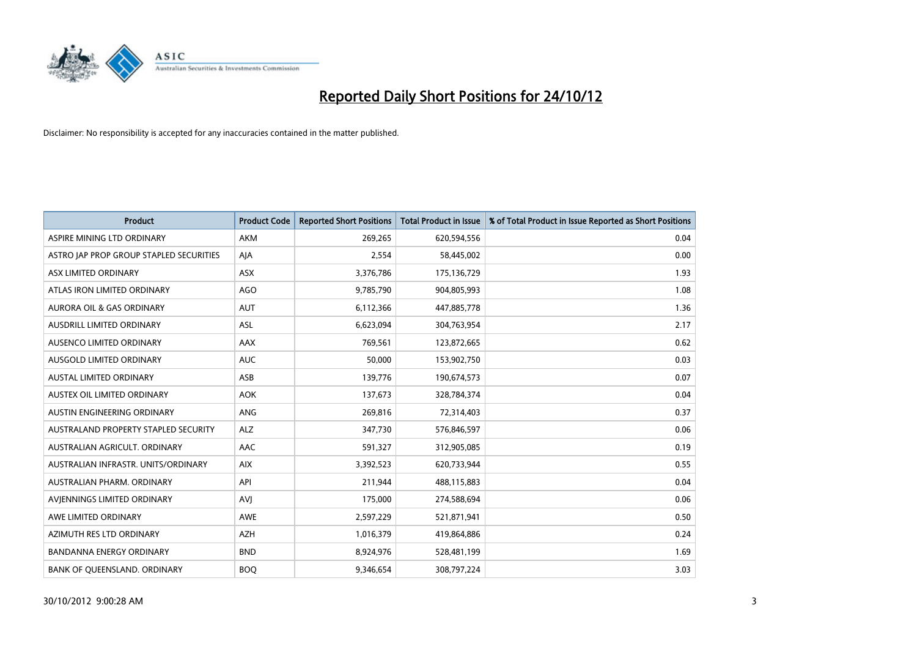# Reported Daily Short Positions for 24/10/12

Disclaimer: No responsibility is accepted for any inaccuracies contained in the matter published.

| Product | Product Code | Reported Short Positions | Total Product in Issue | % of Total Product in Issue Reported as Short Positions |
|---|---|---|---|---|
| ASPIRE MINING LTD ORDINARY | AKM | 269,265 | 620,594,556 | 0.04 |
| ASTRO JAP PROP GROUP STAPLED SECURITIES | AJA | 2,554 | 58,445,002 | 0.00 |
| ASX LIMITED ORDINARY | ASX | 3,376,786 | 175,136,729 | 1.93 |
| ATLAS IRON LIMITED ORDINARY | AGO | 9,785,790 | 904,805,993 | 1.08 |
| AURORA OIL & GAS ORDINARY | AUT | 6,112,366 | 447,885,778 | 1.36 |
| AUSDRILL LIMITED ORDINARY | ASL | 6,623,094 | 304,763,954 | 2.17 |
| AUSENCO LIMITED ORDINARY | AAX | 769,561 | 123,872,665 | 0.62 |
| AUSGOLD LIMITED ORDINARY | AUC | 50,000 | 153,902,750 | 0.03 |
| AUSTAL LIMITED ORDINARY | ASB | 139,776 | 190,674,573 | 0.07 |
| AUSTEX OIL LIMITED ORDINARY | AOK | 137,673 | 328,784,374 | 0.04 |
| AUSTIN ENGINEERING ORDINARY | ANG | 269,816 | 72,314,403 | 0.37 |
| AUSTRALAND PROPERTY STAPLED SECURITY | ALZ | 347,730 | 576,846,597 | 0.06 |
| AUSTRALIAN AGRICULT. ORDINARY | AAC | 591,327 | 312,905,085 | 0.19 |
| AUSTRALIAN INFRASTR. UNITS/ORDINARY | AIX | 3,392,523 | 620,733,944 | 0.55 |
| AUSTRALIAN PHARM. ORDINARY | API | 211,944 | 488,115,883 | 0.04 |
| AVJENNINGS LIMITED ORDINARY | AVJ | 175,000 | 274,588,694 | 0.06 |
| AWE LIMITED ORDINARY | AWE | 2,597,229 | 521,871,941 | 0.50 |
| AZIMUTH RES LTD ORDINARY | AZH | 1,016,379 | 419,864,886 | 0.24 |
| BANDANNA ENERGY ORDINARY | BND | 8,924,976 | 528,481,199 | 1.69 |
| BANK OF QUEENSLAND. ORDINARY | BOQ | 9,346,654 | 308,797,224 | 3.03 |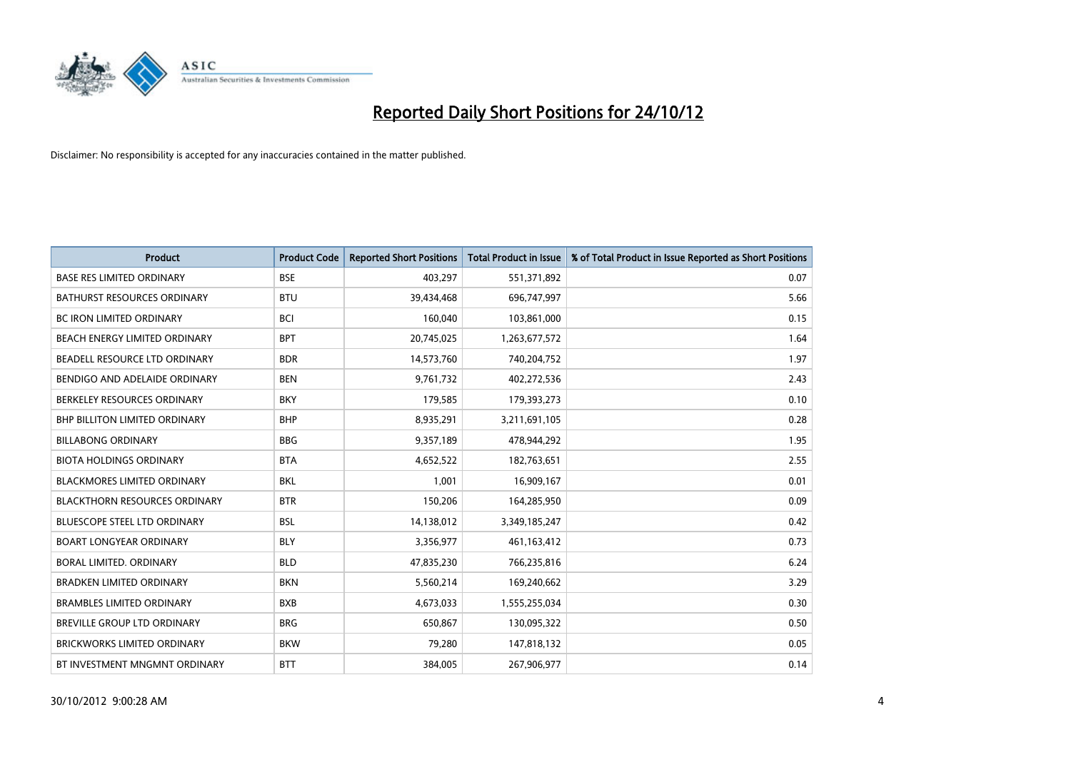# Reported Daily Short Positions for 24/10/12

Disclaimer: No responsibility is accepted for any inaccuracies contained in the matter published.

| Product | Product Code | Reported Short Positions | Total Product in Issue | % of Total Product in Issue Reported as Short Positions |
|---|---|---|---|---|
| BASE RES LIMITED ORDINARY | BSE | 403,297 | 551,371,892 | 0.07 |
| BATHURST RESOURCES ORDINARY | BTU | 39,434,468 | 696,747,997 | 5.66 |
| BC IRON LIMITED ORDINARY | BCI | 160,040 | 103,861,000 | 0.15 |
| BEACH ENERGY LIMITED ORDINARY | BPT | 20,745,025 | 1,263,677,572 | 1.64 |
| BEADELL RESOURCE LTD ORDINARY | BDR | 14,573,760 | 740,204,752 | 1.97 |
| BENDIGO AND ADELAIDE ORDINARY | BEN | 9,761,732 | 402,272,536 | 2.43 |
| BERKELEY RESOURCES ORDINARY | BKY | 179,585 | 179,393,273 | 0.10 |
| BHP BILLITON LIMITED ORDINARY | BHP | 8,935,291 | 3,211,691,105 | 0.28 |
| BILLABONG ORDINARY | BBG | 9,357,189 | 478,944,292 | 1.95 |
| BIOTA HOLDINGS ORDINARY | BTA | 4,652,522 | 182,763,651 | 2.55 |
| BLACKMORES LIMITED ORDINARY | BKL | 1,001 | 16,909,167 | 0.01 |
| BLACKTHORN RESOURCES ORDINARY | BTR | 150,206 | 164,285,950 | 0.09 |
| BLUESCOPE STEEL LTD ORDINARY | BSL | 14,138,012 | 3,349,185,247 | 0.42 |
| BOART LONGYEAR ORDINARY | BLY | 3,356,977 | 461,163,412 | 0.73 |
| BORAL LIMITED. ORDINARY | BLD | 47,835,230 | 766,235,816 | 6.24 |
| BRADKEN LIMITED ORDINARY | BKN | 5,560,214 | 169,240,662 | 3.29 |
| BRAMBLES LIMITED ORDINARY | BXB | 4,673,033 | 1,555,255,034 | 0.30 |
| BREVILLE GROUP LTD ORDINARY | BRG | 650,867 | 130,095,322 | 0.50 |
| BRICKWORKS LIMITED ORDINARY | BKW | 79,280 | 147,818,132 | 0.05 |
| BT INVESTMENT MNGMNT ORDINARY | BTT | 384,005 | 267,906,977 | 0.14 |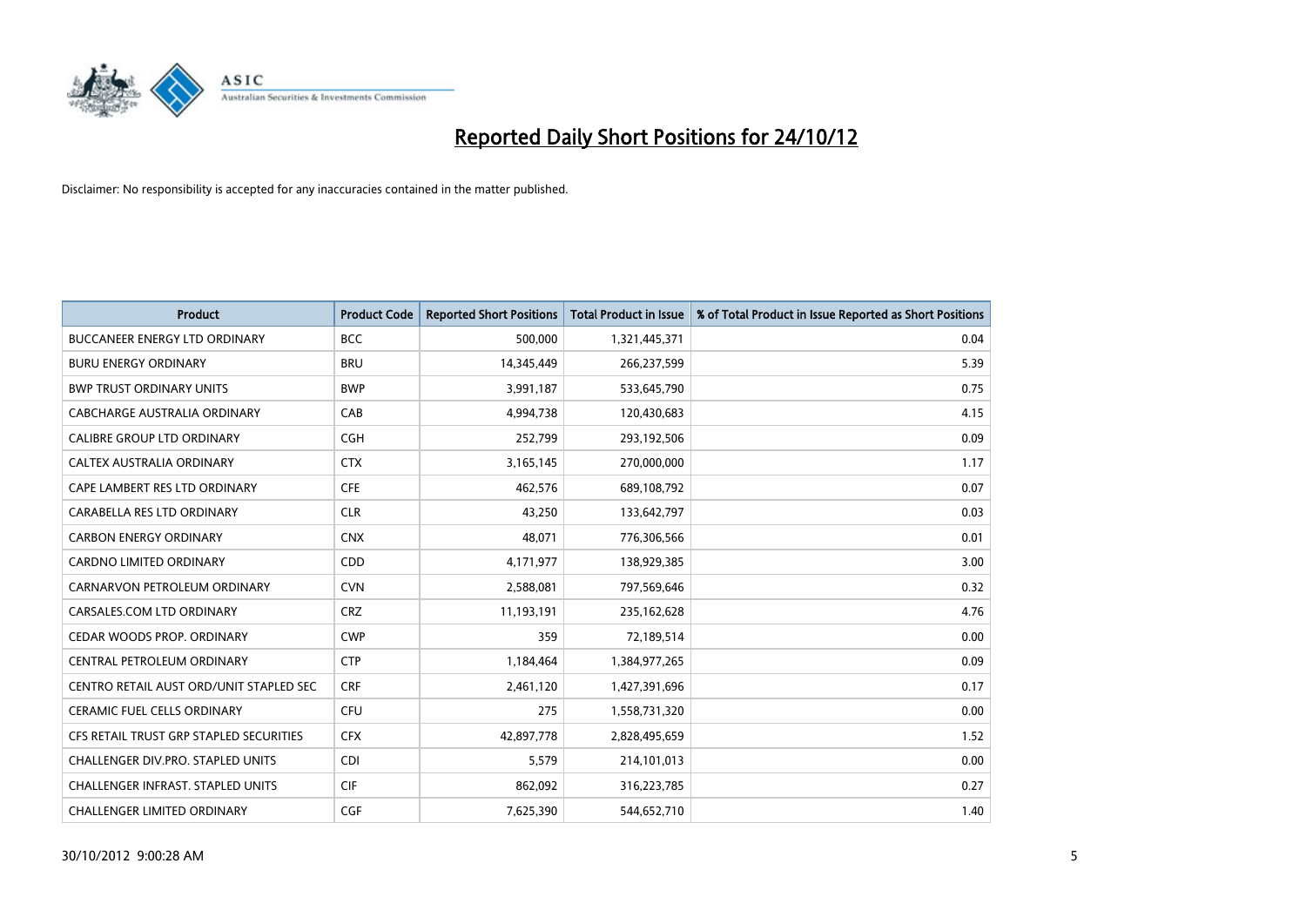# Reported Daily Short Positions for 24/10/12

Disclaimer: No responsibility is accepted for any inaccuracies contained in the matter published.

| Product | Product Code | Reported Short Positions | Total Product in Issue | % of Total Product in Issue Reported as Short Positions |
|---|---|---|---|---|
| BUCCANEER ENERGY LTD ORDINARY | BCC | 500,000 | 1,321,445,371 | 0.04 |
| BURU ENERGY ORDINARY | BRU | 14,345,449 | 266,237,599 | 5.39 |
| BWP TRUST ORDINARY UNITS | BWP | 3,991,187 | 533,645,790 | 0.75 |
| CABCHARGE AUSTRALIA ORDINARY | CAB | 4,994,738 | 120,430,683 | 4.15 |
| CALIBRE GROUP LTD ORDINARY | CGH | 252,799 | 293,192,506 | 0.09 |
| CALTEX AUSTRALIA ORDINARY | CTX | 3,165,145 | 270,000,000 | 1.17 |
| CAPE LAMBERT RES LTD ORDINARY | CFE | 462,576 | 689,108,792 | 0.07 |
| CARABELLA RES LTD ORDINARY | CLR | 43,250 | 133,642,797 | 0.03 |
| CARBON ENERGY ORDINARY | CNX | 48,071 | 776,306,566 | 0.01 |
| CARDNO LIMITED ORDINARY | CDD | 4,171,977 | 138,929,385 | 3.00 |
| CARNARVON PETROLEUM ORDINARY | CVN | 2,588,081 | 797,569,646 | 0.32 |
| CARSALES.COM LTD ORDINARY | CRZ | 11,193,191 | 235,162,628 | 4.76 |
| CEDAR WOODS PROP. ORDINARY | CWP | 359 | 72,189,514 | 0.00 |
| CENTRAL PETROLEUM ORDINARY | CTP | 1,184,464 | 1,384,977,265 | 0.09 |
| CENTRO RETAIL AUST ORD/UNIT STAPLED SEC | CRF | 2,461,120 | 1,427,391,696 | 0.17 |
| CERAMIC FUEL CELLS ORDINARY | CFU | 275 | 1,558,731,320 | 0.00 |
| CFS RETAIL TRUST GRP STAPLED SECURITIES | CFX | 42,897,778 | 2,828,495,659 | 1.52 |
| CHALLENGER DIV.PRO. STAPLED UNITS | CDI | 5,579 | 214,101,013 | 0.00 |
| CHALLENGER INFRAST. STAPLED UNITS | CIF | 862,092 | 316,223,785 | 0.27 |
| CHALLENGER LIMITED ORDINARY | CGF | 7,625,390 | 544,652,710 | 1.40 |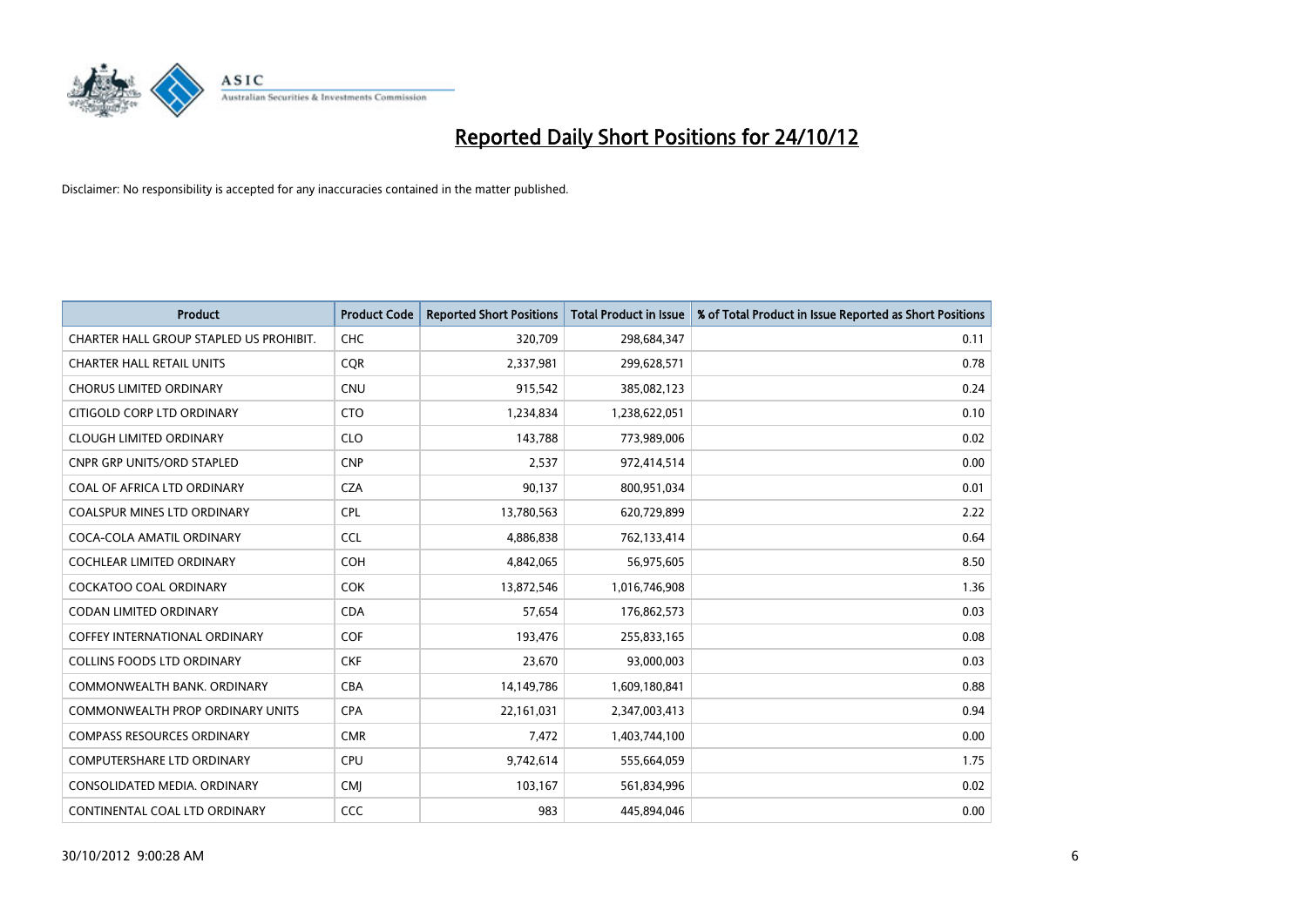# Reported Daily Short Positions for 24/10/12

Disclaimer: No responsibility is accepted for any inaccuracies contained in the matter published.

| Product | Product Code | Reported Short Positions | Total Product in Issue | % of Total Product in Issue Reported as Short Positions |
|---|---|---|---|---|
| CHARTER HALL GROUP STAPLED US PROHIBIT. | CHC | 320,709 | 298,684,347 | 0.11 |
| CHARTER HALL RETAIL UNITS | CQR | 2,337,981 | 299,628,571 | 0.78 |
| CHORUS LIMITED ORDINARY | CNU | 915,542 | 385,082,123 | 0.24 |
| CITIGOLD CORP LTD ORDINARY | CTO | 1,234,834 | 1,238,622,051 | 0.10 |
| CLOUGH LIMITED ORDINARY | CLO | 143,788 | 773,989,006 | 0.02 |
| CNPR GRP UNITS/ORD STAPLED | CNP | 2,537 | 972,414,514 | 0.00 |
| COAL OF AFRICA LTD ORDINARY | CZA | 90,137 | 800,951,034 | 0.01 |
| COALSPUR MINES LTD ORDINARY | CPL | 13,780,563 | 620,729,899 | 2.22 |
| COCA-COLA AMATIL ORDINARY | CCL | 4,886,838 | 762,133,414 | 0.64 |
| COCHLEAR LIMITED ORDINARY | COH | 4,842,065 | 56,975,605 | 8.50 |
| COCKATOO COAL ORDINARY | COK | 13,872,546 | 1,016,746,908 | 1.36 |
| CODAN LIMITED ORDINARY | CDA | 57,654 | 176,862,573 | 0.03 |
| COFFEY INTERNATIONAL ORDINARY | COF | 193,476 | 255,833,165 | 0.08 |
| COLLINS FOODS LTD ORDINARY | CKF | 23,670 | 93,000,003 | 0.03 |
| COMMONWEALTH BANK. ORDINARY | CBA | 14,149,786 | 1,609,180,841 | 0.88 |
| COMMONWEALTH PROP ORDINARY UNITS | CPA | 22,161,031 | 2,347,003,413 | 0.94 |
| COMPASS RESOURCES ORDINARY | CMR | 7,472 | 1,403,744,100 | 0.00 |
| COMPUTERSHARE LTD ORDINARY | CPU | 9,742,614 | 555,664,059 | 1.75 |
| CONSOLIDATED MEDIA. ORDINARY | CMJ | 103,167 | 561,834,996 | 0.02 |
| CONTINENTAL COAL LTD ORDINARY | CCC | 983 | 445,894,046 | 0.00 |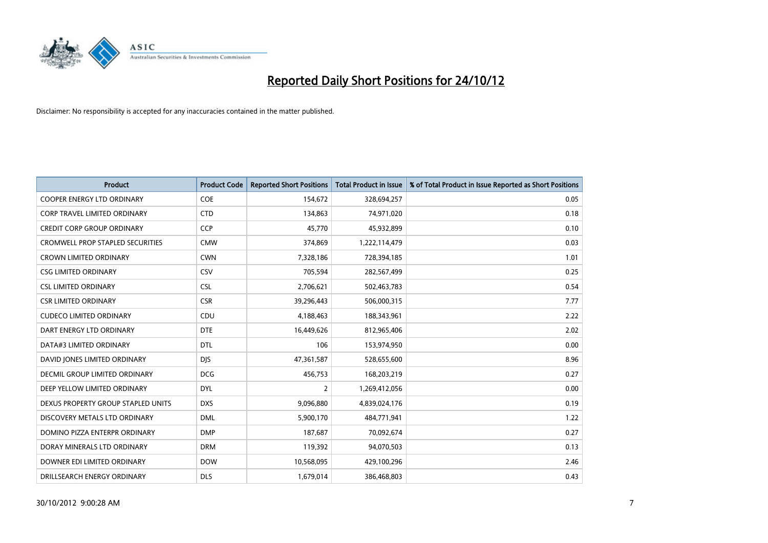# Reported Daily Short Positions for 24/10/12

Disclaimer: No responsibility is accepted for any inaccuracies contained in the matter published.

| Product | Product Code | Reported Short Positions | Total Product in Issue | % of Total Product in Issue Reported as Short Positions |
|---|---|---|---|---|
| COOPER ENERGY LTD ORDINARY | COE | 154,672 | 328,694,257 | 0.05 |
| CORP TRAVEL LIMITED ORDINARY | CTD | 134,863 | 74,971,020 | 0.18 |
| CREDIT CORP GROUP ORDINARY | CCP | 45,770 | 45,932,899 | 0.10 |
| CROMWELL PROP STAPLED SECURITIES | CMW | 374,869 | 1,222,114,479 | 0.03 |
| CROWN LIMITED ORDINARY | CWN | 7,328,186 | 728,394,185 | 1.01 |
| CSG LIMITED ORDINARY | CSV | 705,594 | 282,567,499 | 0.25 |
| CSL LIMITED ORDINARY | CSL | 2,706,621 | 502,463,783 | 0.54 |
| CSR LIMITED ORDINARY | CSR | 39,296,443 | 506,000,315 | 7.77 |
| CUDECO LIMITED ORDINARY | CDU | 4,188,463 | 188,343,961 | 2.22 |
| DART ENERGY LTD ORDINARY | DTE | 16,449,626 | 812,965,406 | 2.02 |
| DATA#3 LIMITED ORDINARY | DTL | 106 | 153,974,950 | 0.00 |
| DAVID JONES LIMITED ORDINARY | DJS | 47,361,587 | 528,655,600 | 8.96 |
| DECMIL GROUP LIMITED ORDINARY | DCG | 456,753 | 168,203,219 | 0.27 |
| DEEP YELLOW LIMITED ORDINARY | DYL | 2 | 1,269,412,056 | 0.00 |
| DEXUS PROPERTY GROUP STAPLED UNITS | DXS | 9,096,880 | 4,839,024,176 | 0.19 |
| DISCOVERY METALS LTD ORDINARY | DML | 5,900,170 | 484,771,941 | 1.22 |
| DOMINO PIZZA ENTERPR ORDINARY | DMP | 187,687 | 70,092,674 | 0.27 |
| DORAY MINERALS LTD ORDINARY | DRM | 119,392 | 94,070,503 | 0.13 |
| DOWNER EDI LIMITED ORDINARY | DOW | 10,568,095 | 429,100,296 | 2.46 |
| DRILLSEARCH ENERGY ORDINARY | DLS | 1,679,014 | 386,468,803 | 0.43 |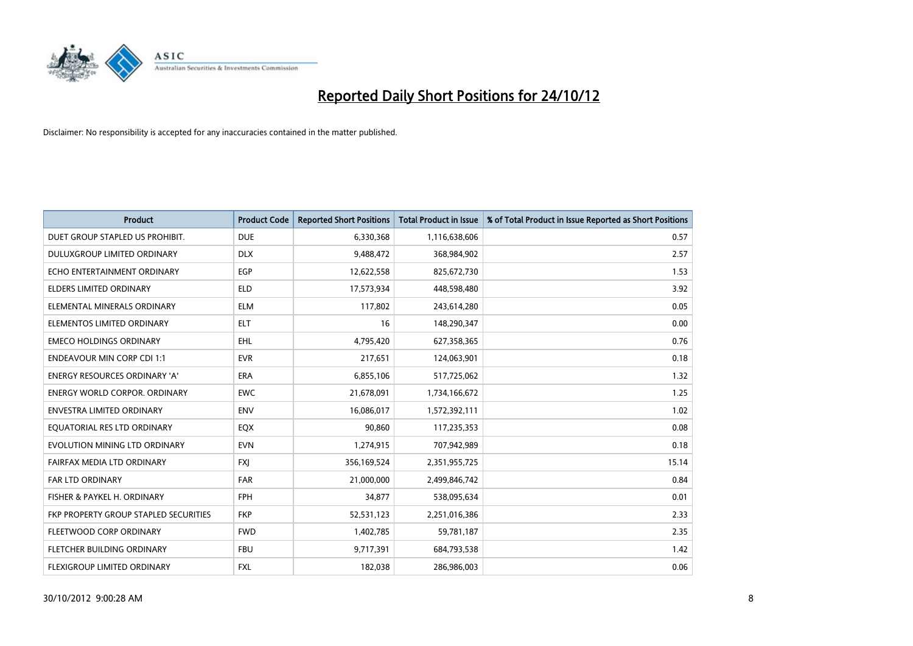# Reported Daily Short Positions for 24/10/12

Disclaimer: No responsibility is accepted for any inaccuracies contained in the matter published.

| Product | Product Code | Reported Short Positions | Total Product in Issue | % of Total Product in Issue Reported as Short Positions |
|---|---|---|---|---|
| DUET GROUP STAPLED US PROHIBIT. | DUE | 6,330,368 | 1,116,638,606 | 0.57 |
| DULUXGROUP LIMITED ORDINARY | DLX | 9,488,472 | 368,984,902 | 2.57 |
| ECHO ENTERTAINMENT ORDINARY | EGP | 12,622,558 | 825,672,730 | 1.53 |
| ELDERS LIMITED ORDINARY | ELD | 17,573,934 | 448,598,480 | 3.92 |
| ELEMENTAL MINERALS ORDINARY | ELM | 117,802 | 243,614,280 | 0.05 |
| ELEMENTOS LIMITED ORDINARY | ELT | 16 | 148,290,347 | 0.00 |
| EMECO HOLDINGS ORDINARY | EHL | 4,795,420 | 627,358,365 | 0.76 |
| ENDEAVOUR MIN CORP CDI 1:1 | EVR | 217,651 | 124,063,901 | 0.18 |
| ENERGY RESOURCES ORDINARY 'A' | ERA | 6,855,106 | 517,725,062 | 1.32 |
| ENERGY WORLD CORPOR. ORDINARY | EWC | 21,678,091 | 1,734,166,672 | 1.25 |
| ENVESTRA LIMITED ORDINARY | ENV | 16,086,017 | 1,572,392,111 | 1.02 |
| EQUATORIAL RES LTD ORDINARY | EQX | 90,860 | 117,235,353 | 0.08 |
| EVOLUTION MINING LTD ORDINARY | EVN | 1,274,915 | 707,942,989 | 0.18 |
| FAIRFAX MEDIA LTD ORDINARY | FXJ | 356,169,524 | 2,351,955,725 | 15.14 |
| FAR LTD ORDINARY | FAR | 21,000,000 | 2,499,846,742 | 0.84 |
| FISHER & PAYKEL H. ORDINARY | FPH | 34,877 | 538,095,634 | 0.01 |
| FKP PROPERTY GROUP STAPLED SECURITIES | FKP | 52,531,123 | 2,251,016,386 | 2.33 |
| FLEETWOOD CORP ORDINARY | FWD | 1,402,785 | 59,781,187 | 2.35 |
| FLETCHER BUILDING ORDINARY | FBU | 9,717,391 | 684,793,538 | 1.42 |
| FLEXIGROUP LIMITED ORDINARY | FXL | 182,038 | 286,986,003 | 0.06 |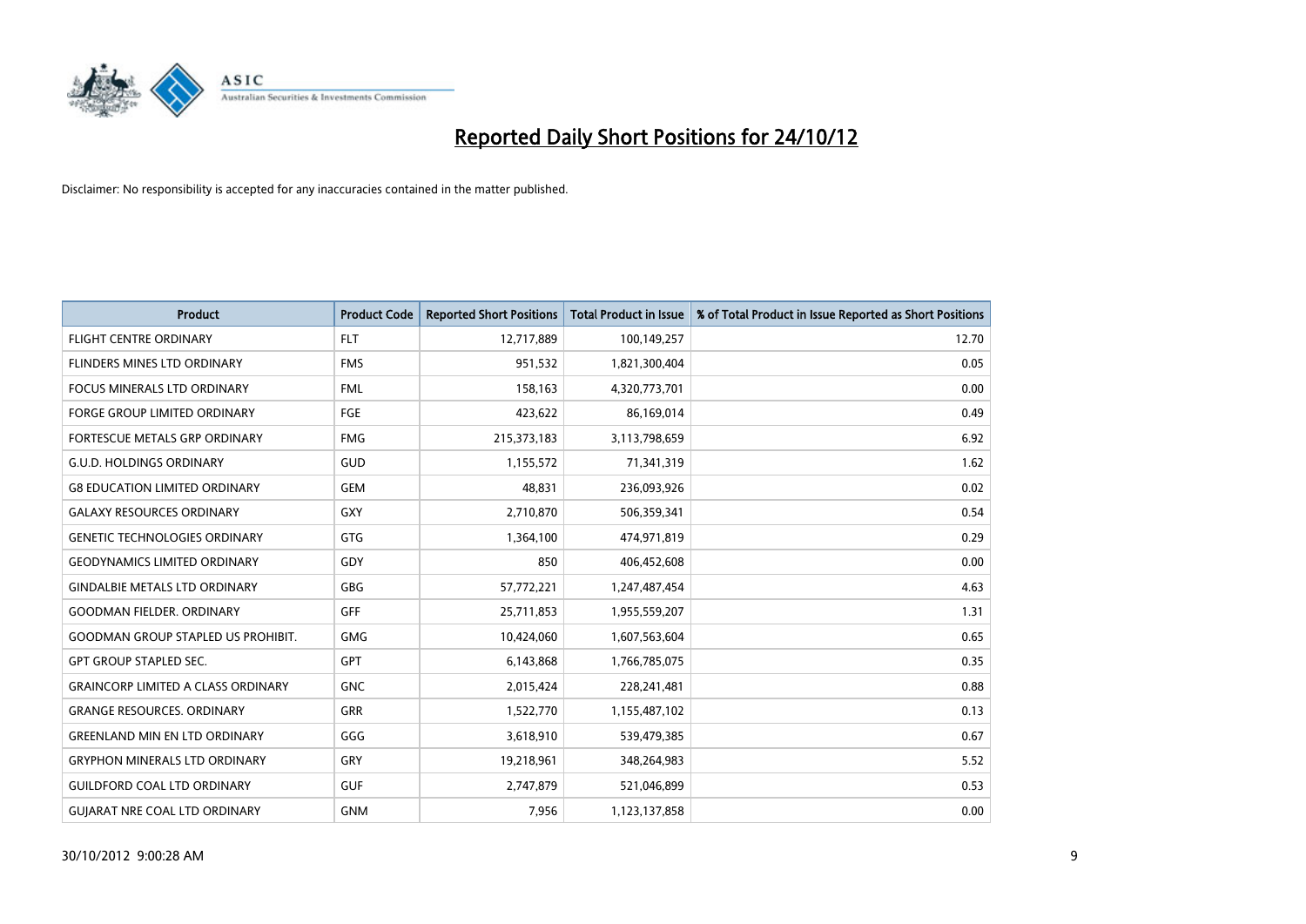# Reported Daily Short Positions for 24/10/12

Disclaimer: No responsibility is accepted for any inaccuracies contained in the matter published.

| Product | Product Code | Reported Short Positions | Total Product in Issue | % of Total Product in Issue Reported as Short Positions |
|---|---|---|---|---|
| FLIGHT CENTRE ORDINARY | FLT | 12,717,889 | 100,149,257 | 12.70 |
| FLINDERS MINES LTD ORDINARY | FMS | 951,532 | 1,821,300,404 | 0.05 |
| FOCUS MINERALS LTD ORDINARY | FML | 158,163 | 4,320,773,701 | 0.00 |
| FORGE GROUP LIMITED ORDINARY | FGE | 423,622 | 86,169,014 | 0.49 |
| FORTESCUE METALS GRP ORDINARY | FMG | 215,373,183 | 3,113,798,659 | 6.92 |
| G.U.D. HOLDINGS ORDINARY | GUD | 1,155,572 | 71,341,319 | 1.62 |
| G8 EDUCATION LIMITED ORDINARY | GEM | 48,831 | 236,093,926 | 0.02 |
| GALAXY RESOURCES ORDINARY | GXY | 2,710,870 | 506,359,341 | 0.54 |
| GENETIC TECHNOLOGIES ORDINARY | GTG | 1,364,100 | 474,971,819 | 0.29 |
| GEODYNAMICS LIMITED ORDINARY | GDY | 850 | 406,452,608 | 0.00 |
| GINDALBIE METALS LTD ORDINARY | GBG | 57,772,221 | 1,247,487,454 | 4.63 |
| GOODMAN FIELDER. ORDINARY | GFF | 25,711,853 | 1,955,559,207 | 1.31 |
| GOODMAN GROUP STAPLED US PROHIBIT. | GMG | 10,424,060 | 1,607,563,604 | 0.65 |
| GPT GROUP STAPLED SEC. | GPT | 6,143,868 | 1,766,785,075 | 0.35 |
| GRAINCORP LIMITED A CLASS ORDINARY | GNC | 2,015,424 | 228,241,481 | 0.88 |
| GRANGE RESOURCES. ORDINARY | GRR | 1,522,770 | 1,155,487,102 | 0.13 |
| GREENLAND MIN EN LTD ORDINARY | GGG | 3,618,910 | 539,479,385 | 0.67 |
| GRYPHON MINERALS LTD ORDINARY | GRY | 19,218,961 | 348,264,983 | 5.52 |
| GUILDFORD COAL LTD ORDINARY | GUF | 2,747,879 | 521,046,899 | 0.53 |
| GUJARAT NRE COAL LTD ORDINARY | GNM | 7,956 | 1,123,137,858 | 0.00 |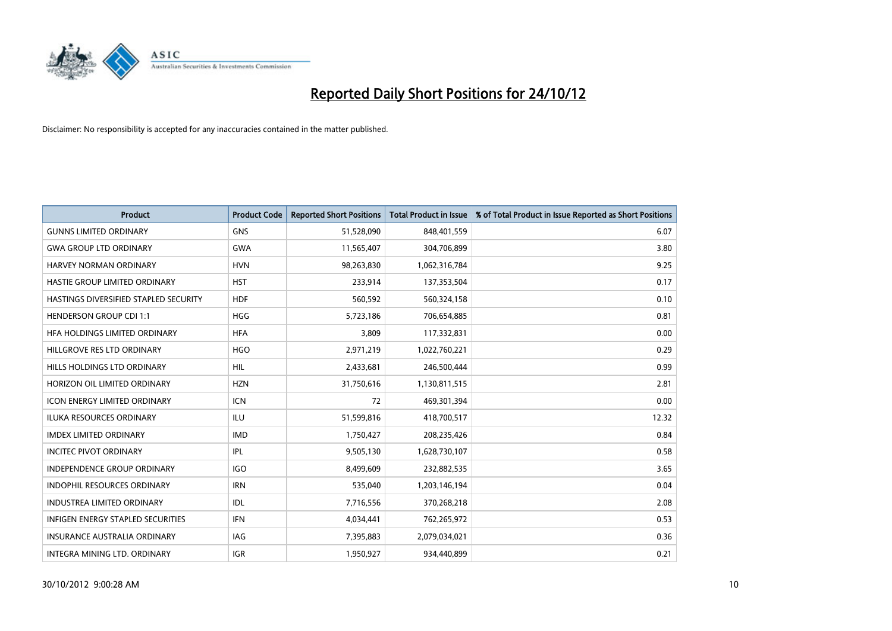# Reported Daily Short Positions for 24/10/12

Disclaimer: No responsibility is accepted for any inaccuracies contained in the matter published.

| Product | Product Code | Reported Short Positions | Total Product in Issue | % of Total Product in Issue Reported as Short Positions |
|---|---|---|---|---|
| GUNNS LIMITED ORDINARY | GNS | 51,528,090 | 848,401,559 | 6.07 |
| GWA GROUP LTD ORDINARY | GWA | 11,565,407 | 304,706,899 | 3.80 |
| HARVEY NORMAN ORDINARY | HVN | 98,263,830 | 1,062,316,784 | 9.25 |
| HASTIE GROUP LIMITED ORDINARY | HST | 233,914 | 137,353,504 | 0.17 |
| HASTINGS DIVERSIFIED STAPLED SECURITY | HDF | 560,592 | 560,324,158 | 0.10 |
| HENDERSON GROUP CDI 1:1 | HGG | 5,723,186 | 706,654,885 | 0.81 |
| HFA HOLDINGS LIMITED ORDINARY | HFA | 3,809 | 117,332,831 | 0.00 |
| HILLGROVE RES LTD ORDINARY | HGO | 2,971,219 | 1,022,760,221 | 0.29 |
| HILLS HOLDINGS LTD ORDINARY | HIL | 2,433,681 | 246,500,444 | 0.99 |
| HORIZON OIL LIMITED ORDINARY | HZN | 31,750,616 | 1,130,811,515 | 2.81 |
| ICON ENERGY LIMITED ORDINARY | ICN | 72 | 469,301,394 | 0.00 |
| ILUKA RESOURCES ORDINARY | ILU | 51,599,816 | 418,700,517 | 12.32 |
| IMDEX LIMITED ORDINARY | IMD | 1,750,427 | 208,235,426 | 0.84 |
| INCITEC PIVOT ORDINARY | IPL | 9,505,130 | 1,628,730,107 | 0.58 |
| INDEPENDENCE GROUP ORDINARY | IGO | 8,499,609 | 232,882,535 | 3.65 |
| INDOPHIL RESOURCES ORDINARY | IRN | 535,040 | 1,203,146,194 | 0.04 |
| INDUSTREA LIMITED ORDINARY | IDL | 7,716,556 | 370,268,218 | 2.08 |
| INFIGEN ENERGY STAPLED SECURITIES | IFN | 4,034,441 | 762,265,972 | 0.53 |
| INSURANCE AUSTRALIA ORDINARY | IAG | 7,395,883 | 2,079,034,021 | 0.36 |
| INTEGRA MINING LTD. ORDINARY | IGR | 1,950,927 | 934,440,899 | 0.21 |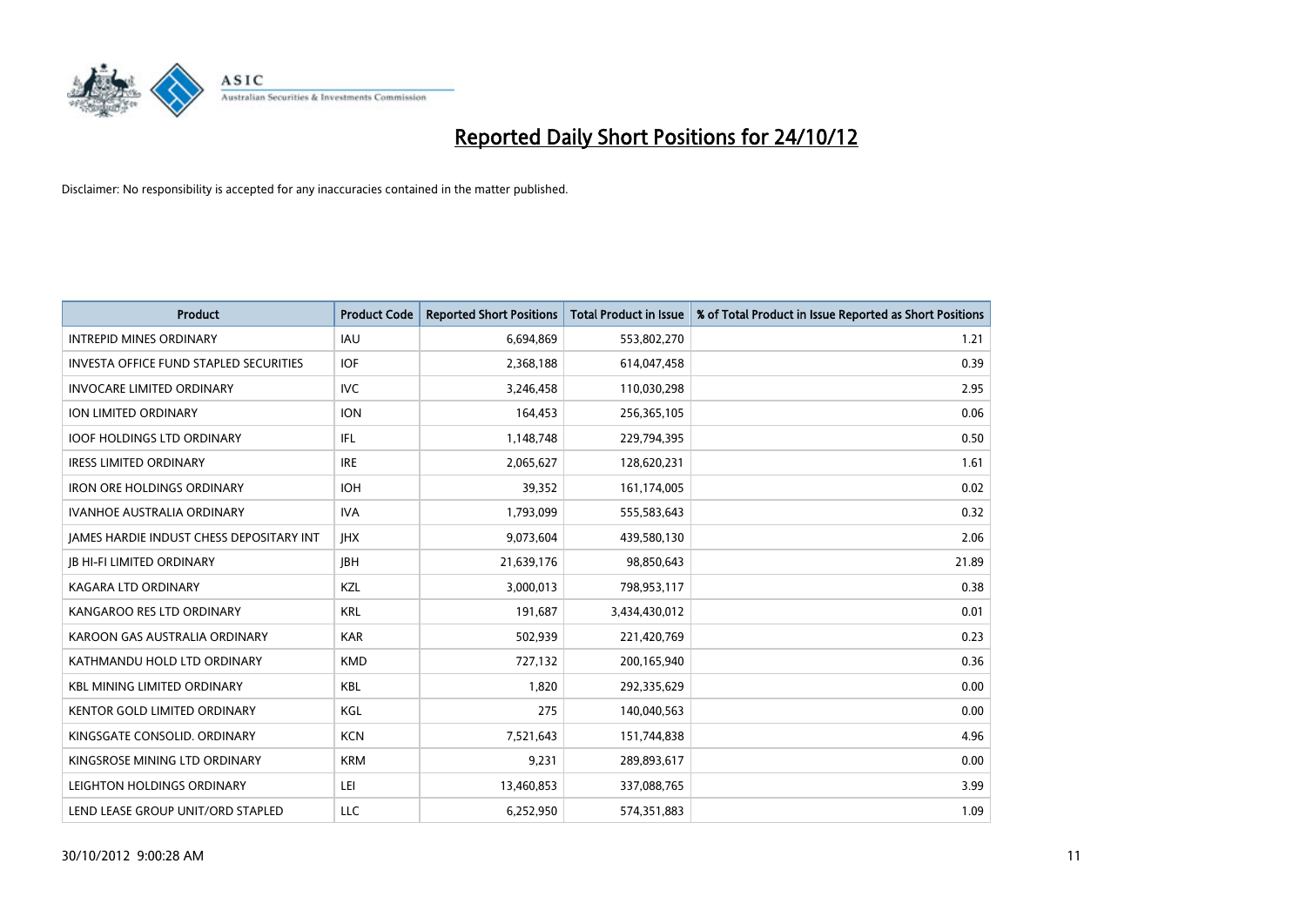# Reported Daily Short Positions for 24/10/12

Disclaimer: No responsibility is accepted for any inaccuracies contained in the matter published.

| Product | Product Code | Reported Short Positions | Total Product in Issue | % of Total Product in Issue Reported as Short Positions |
|---|---|---|---|---|
| INTREPID MINES ORDINARY | IAU | 6,694,869 | 553,802,270 | 1.21 |
| INVESTA OFFICE FUND STAPLED SECURITIES | IOF | 2,368,188 | 614,047,458 | 0.39 |
| INVOCARE LIMITED ORDINARY | IVC | 3,246,458 | 110,030,298 | 2.95 |
| ION LIMITED ORDINARY | ION | 164,453 | 256,365,105 | 0.06 |
| IOOF HOLDINGS LTD ORDINARY | IFL | 1,148,748 | 229,794,395 | 0.50 |
| IRESS LIMITED ORDINARY | IRE | 2,065,627 | 128,620,231 | 1.61 |
| IRON ORE HOLDINGS ORDINARY | IOH | 39,352 | 161,174,005 | 0.02 |
| IVANHOE AUSTRALIA ORDINARY | IVA | 1,793,099 | 555,583,643 | 0.32 |
| JAMES HARDIE INDUST CHESS DEPOSITARY INT | JHX | 9,073,604 | 439,580,130 | 2.06 |
| JB HI-FI LIMITED ORDINARY | JBH | 21,639,176 | 98,850,643 | 21.89 |
| KAGARA LTD ORDINARY | KZL | 3,000,013 | 798,953,117 | 0.38 |
| KANGAROO RES LTD ORDINARY | KRL | 191,687 | 3,434,430,012 | 0.01 |
| KAROON GAS AUSTRALIA ORDINARY | KAR | 502,939 | 221,420,769 | 0.23 |
| KATHMANDU HOLD LTD ORDINARY | KMD | 727,132 | 200,165,940 | 0.36 |
| KBL MINING LIMITED ORDINARY | KBL | 1,820 | 292,335,629 | 0.00 |
| KENTOR GOLD LIMITED ORDINARY | KGL | 275 | 140,040,563 | 0.00 |
| KINGSGATE CONSOLID. ORDINARY | KCN | 7,521,643 | 151,744,838 | 4.96 |
| KINGSROSE MINING LTD ORDINARY | KRM | 9,231 | 289,893,617 | 0.00 |
| LEIGHTON HOLDINGS ORDINARY | LEI | 13,460,853 | 337,088,765 | 3.99 |
| LEND LEASE GROUP UNIT/ORD STAPLED | LLC | 6,252,950 | 574,351,883 | 1.09 |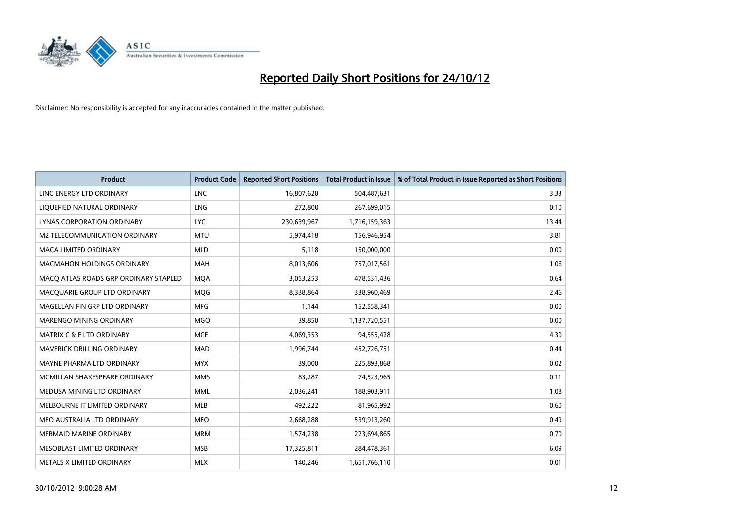# Reported Daily Short Positions for 24/10/12

Disclaimer: No responsibility is accepted for any inaccuracies contained in the matter published.

| Product | Product Code | Reported Short Positions | Total Product in Issue | % of Total Product in Issue Reported as Short Positions |
|---|---|---|---|---|
| LINC ENERGY LTD ORDINARY | LNC | 16,807,620 | 504,487,631 | 3.33 |
| LIQUEFIED NATURAL ORDINARY | LNG | 272,800 | 267,699,015 | 0.10 |
| LYNAS CORPORATION ORDINARY | LYC | 230,639,967 | 1,716,159,363 | 13.44 |
| M2 TELECOMMUNICATION ORDINARY | MTU | 5,974,418 | 156,946,954 | 3.81 |
| MACA LIMITED ORDINARY | MLD | 5,118 | 150,000,000 | 0.00 |
| MACMAHON HOLDINGS ORDINARY | MAH | 8,013,606 | 757,017,561 | 1.06 |
| MACQ ATLAS ROADS GRP ORDINARY STAPLED | MQA | 3,053,253 | 478,531,436 | 0.64 |
| MACQUARIE GROUP LTD ORDINARY | MQG | 8,338,864 | 338,960,469 | 2.46 |
| MAGELLAN FIN GRP LTD ORDINARY | MFG | 1,144 | 152,558,341 | 0.00 |
| MARENGO MINING ORDINARY | MGO | 39,850 | 1,137,720,551 | 0.00 |
| MATRIX C & E LTD ORDINARY | MCE | 4,069,353 | 94,555,428 | 4.30 |
| MAVERICK DRILLING ORDINARY | MAD | 1,996,744 | 452,726,751 | 0.44 |
| MAYNE PHARMA LTD ORDINARY | MYX | 39,000 | 225,893,868 | 0.02 |
| MCMILLAN SHAKESPEARE ORDINARY | MMS | 83,287 | 74,523,965 | 0.11 |
| MEDUSA MINING LTD ORDINARY | MML | 2,036,241 | 188,903,911 | 1.08 |
| MELBOURNE IT LIMITED ORDINARY | MLB | 492,222 | 81,965,992 | 0.60 |
| MEO AUSTRALIA LTD ORDINARY | MEO | 2,668,288 | 539,913,260 | 0.49 |
| MERMAID MARINE ORDINARY | MRM | 1,574,238 | 223,694,865 | 0.70 |
| MESOBLAST LIMITED ORDINARY | MSB | 17,325,811 | 284,478,361 | 6.09 |
| METALS X LIMITED ORDINARY | MLX | 140,246 | 1,651,766,110 | 0.01 |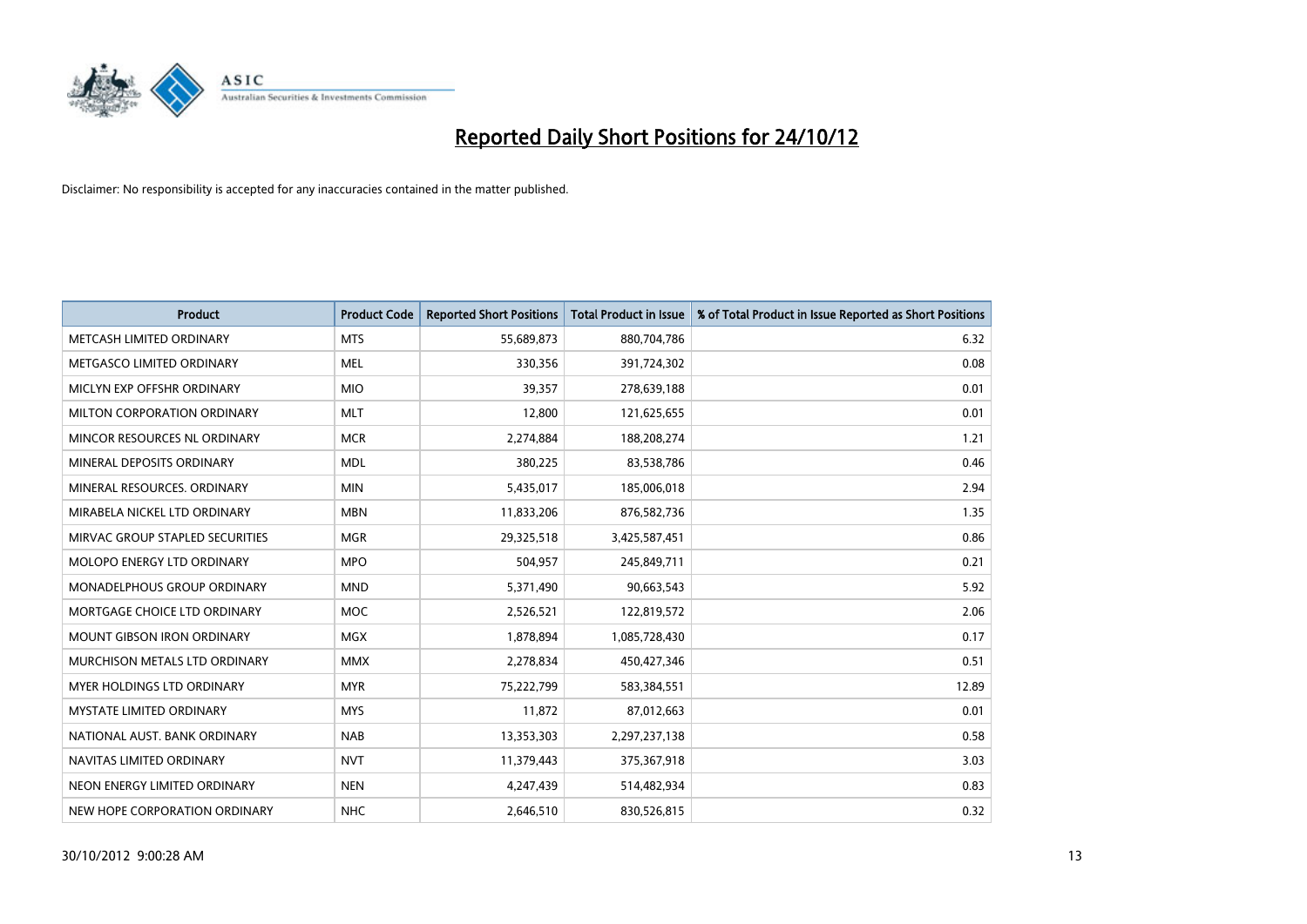# Reported Daily Short Positions for 24/10/12

Disclaimer: No responsibility is accepted for any inaccuracies contained in the matter published.

| Product | Product Code | Reported Short Positions | Total Product in Issue | % of Total Product in Issue Reported as Short Positions |
|---|---|---|---|---|
| METCASH LIMITED ORDINARY | MTS | 55,689,873 | 880,704,786 | 6.32 |
| METGASCO LIMITED ORDINARY | MEL | 330,356 | 391,724,302 | 0.08 |
| MICLYN EXP OFFSHR ORDINARY | MIO | 39,357 | 278,639,188 | 0.01 |
| MILTON CORPORATION ORDINARY | MLT | 12,800 | 121,625,655 | 0.01 |
| MINCOR RESOURCES NL ORDINARY | MCR | 2,274,884 | 188,208,274 | 1.21 |
| MINERAL DEPOSITS ORDINARY | MDL | 380,225 | 83,538,786 | 0.46 |
| MINERAL RESOURCES. ORDINARY | MIN | 5,435,017 | 185,006,018 | 2.94 |
| MIRABELA NICKEL LTD ORDINARY | MBN | 11,833,206 | 876,582,736 | 1.35 |
| MIRVAC GROUP STAPLED SECURITIES | MGR | 29,325,518 | 3,425,587,451 | 0.86 |
| MOLOPO ENERGY LTD ORDINARY | MPO | 504,957 | 245,849,711 | 0.21 |
| MONADELPHOUS GROUP ORDINARY | MND | 5,371,490 | 90,663,543 | 5.92 |
| MORTGAGE CHOICE LTD ORDINARY | MOC | 2,526,521 | 122,819,572 | 2.06 |
| MOUNT GIBSON IRON ORDINARY | MGX | 1,878,894 | 1,085,728,430 | 0.17 |
| MURCHISON METALS LTD ORDINARY | MMX | 2,278,834 | 450,427,346 | 0.51 |
| MYER HOLDINGS LTD ORDINARY | MYR | 75,222,799 | 583,384,551 | 12.89 |
| MYSTATE LIMITED ORDINARY | MYS | 11,872 | 87,012,663 | 0.01 |
| NATIONAL AUST. BANK ORDINARY | NAB | 13,353,303 | 2,297,237,138 | 0.58 |
| NAVITAS LIMITED ORDINARY | NVT | 11,379,443 | 375,367,918 | 3.03 |
| NEON ENERGY LIMITED ORDINARY | NEN | 4,247,439 | 514,482,934 | 0.83 |
| NEW HOPE CORPORATION ORDINARY | NHC | 2,646,510 | 830,526,815 | 0.32 |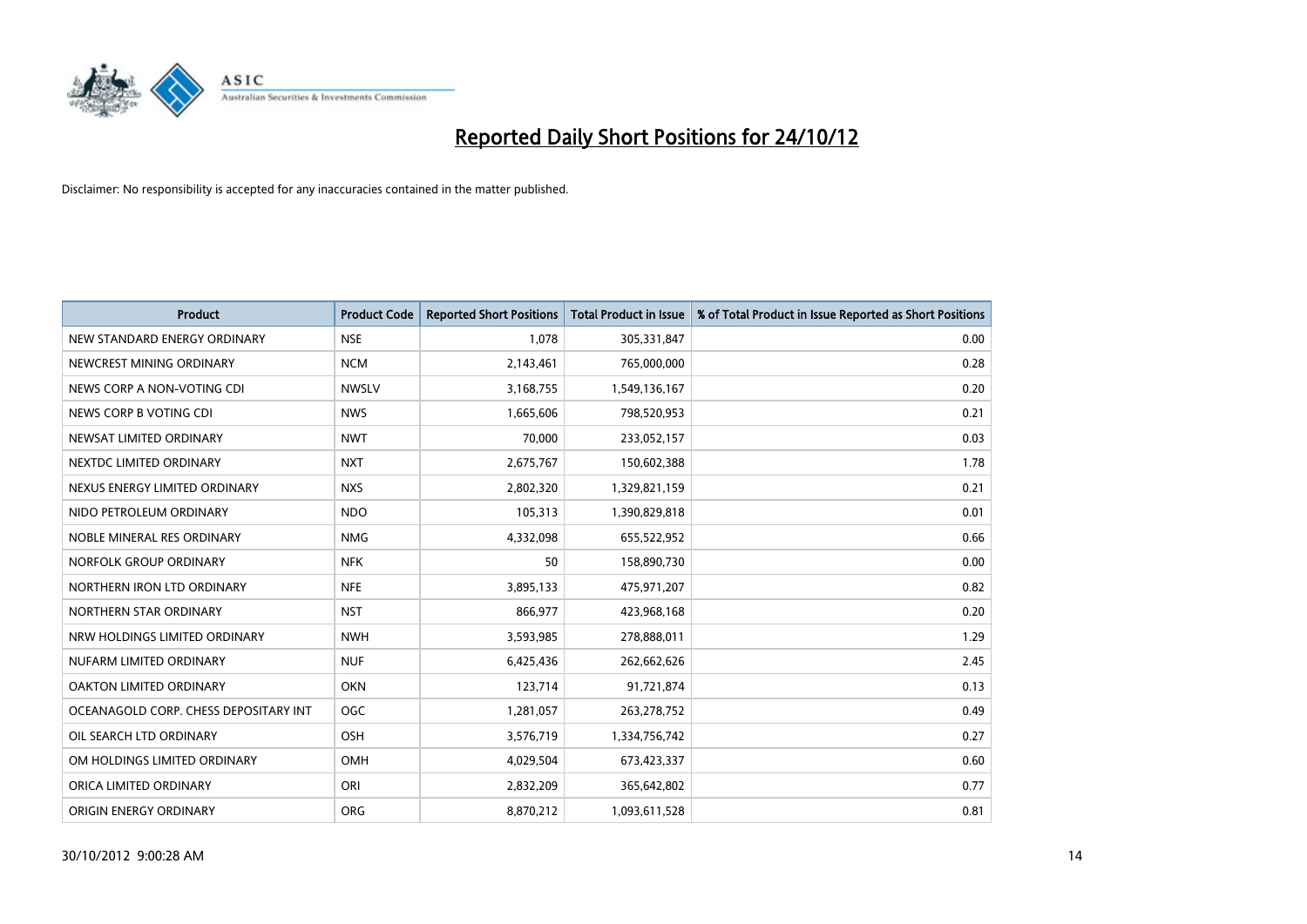# Reported Daily Short Positions for 24/10/12

Disclaimer: No responsibility is accepted for any inaccuracies contained in the matter published.

| Product | Product Code | Reported Short Positions | Total Product in Issue | % of Total Product in Issue Reported as Short Positions |
|---|---|---|---|---|
| NEW STANDARD ENERGY ORDINARY | NSE | 1,078 | 305,331,847 | 0.00 |
| NEWCREST MINING ORDINARY | NCM | 2,143,461 | 765,000,000 | 0.28 |
| NEWS CORP A NON-VOTING CDI | NWSLV | 3,168,755 | 1,549,136,167 | 0.20 |
| NEWS CORP B VOTING CDI | NWS | 1,665,606 | 798,520,953 | 0.21 |
| NEWSAT LIMITED ORDINARY | NWT | 70,000 | 233,052,157 | 0.03 |
| NEXTDC LIMITED ORDINARY | NXT | 2,675,767 | 150,602,388 | 1.78 |
| NEXUS ENERGY LIMITED ORDINARY | NXS | 2,802,320 | 1,329,821,159 | 0.21 |
| NIDO PETROLEUM ORDINARY | NDO | 105,313 | 1,390,829,818 | 0.01 |
| NOBLE MINERAL RES ORDINARY | NMG | 4,332,098 | 655,522,952 | 0.66 |
| NORFOLK GROUP ORDINARY | NFK | 50 | 158,890,730 | 0.00 |
| NORTHERN IRON LTD ORDINARY | NFE | 3,895,133 | 475,971,207 | 0.82 |
| NORTHERN STAR ORDINARY | NST | 866,977 | 423,968,168 | 0.20 |
| NRW HOLDINGS LIMITED ORDINARY | NWH | 3,593,985 | 278,888,011 | 1.29 |
| NUFARM LIMITED ORDINARY | NUF | 6,425,436 | 262,662,626 | 2.45 |
| OAKTON LIMITED ORDINARY | OKN | 123,714 | 91,721,874 | 0.13 |
| OCEANAGOLD CORP. CHESS DEPOSITARY INT | OGC | 1,281,057 | 263,278,752 | 0.49 |
| OIL SEARCH LTD ORDINARY | OSH | 3,576,719 | 1,334,756,742 | 0.27 |
| OM HOLDINGS LIMITED ORDINARY | OMH | 4,029,504 | 673,423,337 | 0.60 |
| ORICA LIMITED ORDINARY | ORI | 2,832,209 | 365,642,802 | 0.77 |
| ORIGIN ENERGY ORDINARY | ORG | 8,870,212 | 1,093,611,528 | 0.81 |

30/10/2012 9:00:28 AM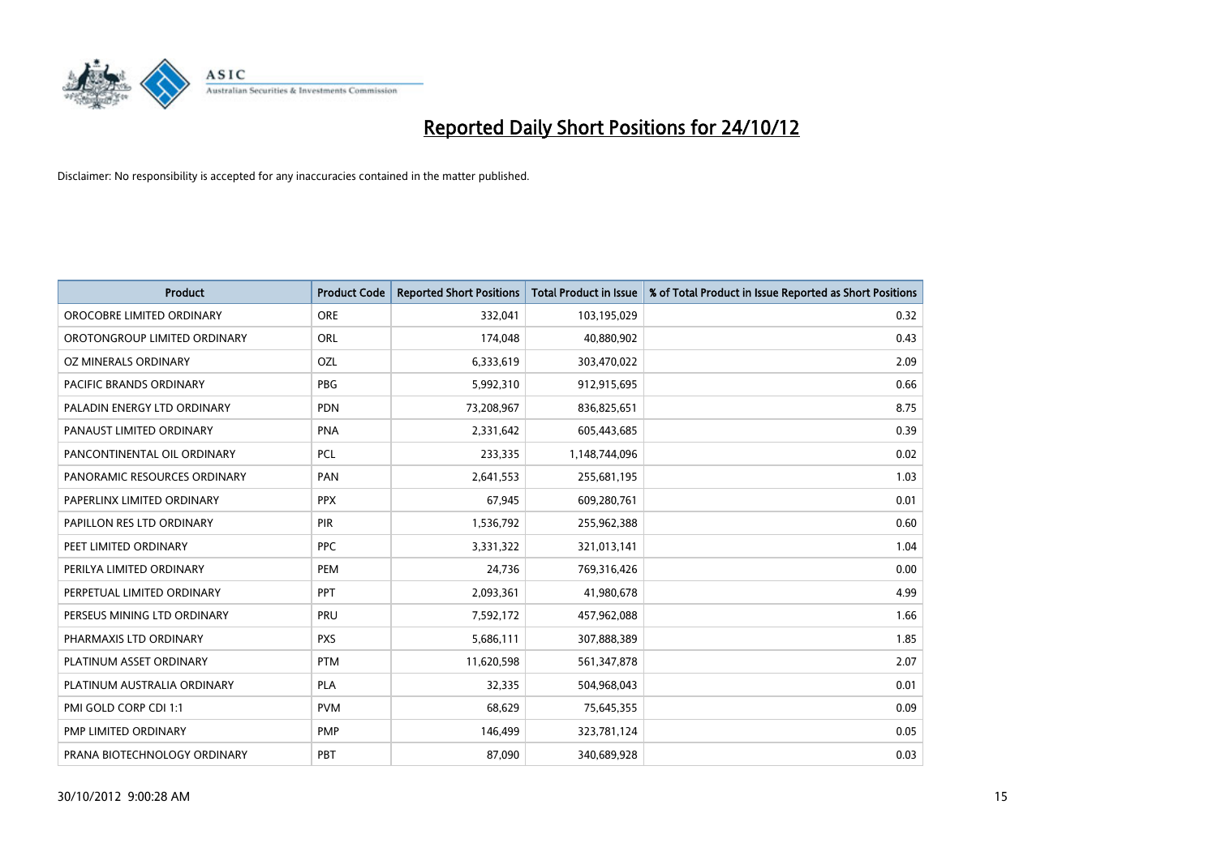# Reported Daily Short Positions for 24/10/12

Disclaimer: No responsibility is accepted for any inaccuracies contained in the matter published.

| Product | Product Code | Reported Short Positions | Total Product in Issue | % of Total Product in Issue Reported as Short Positions |
|---|---|---|---|---|
| OROCOBRE LIMITED ORDINARY | ORE | 332,041 | 103,195,029 | 0.32 |
| OROTONGROUP LIMITED ORDINARY | ORL | 174,048 | 40,880,902 | 0.43 |
| OZ MINERALS ORDINARY | OZL | 6,333,619 | 303,470,022 | 2.09 |
| PACIFIC BRANDS ORDINARY | PBG | 5,992,310 | 912,915,695 | 0.66 |
| PALADIN ENERGY LTD ORDINARY | PDN | 73,208,967 | 836,825,651 | 8.75 |
| PANAUST LIMITED ORDINARY | PNA | 2,331,642 | 605,443,685 | 0.39 |
| PANCONTINENTAL OIL ORDINARY | PCL | 233,335 | 1,148,744,096 | 0.02 |
| PANORAMIC RESOURCES ORDINARY | PAN | 2,641,553 | 255,681,195 | 1.03 |
| PAPERLINX LIMITED ORDINARY | PPX | 67,945 | 609,280,761 | 0.01 |
| PAPILLON RES LTD ORDINARY | PIR | 1,536,792 | 255,962,388 | 0.60 |
| PEET LIMITED ORDINARY | PPC | 3,331,322 | 321,013,141 | 1.04 |
| PERILYA LIMITED ORDINARY | PEM | 24,736 | 769,316,426 | 0.00 |
| PERPETUAL LIMITED ORDINARY | PPT | 2,093,361 | 41,980,678 | 4.99 |
| PERSEUS MINING LTD ORDINARY | PRU | 7,592,172 | 457,962,088 | 1.66 |
| PHARMAXIS LTD ORDINARY | PXS | 5,686,111 | 307,888,389 | 1.85 |
| PLATINUM ASSET ORDINARY | PTM | 11,620,598 | 561,347,878 | 2.07 |
| PLATINUM AUSTRALIA ORDINARY | PLA | 32,335 | 504,968,043 | 0.01 |
| PMI GOLD CORP CDI 1:1 | PVM | 68,629 | 75,645,355 | 0.09 |
| PMP LIMITED ORDINARY | PMP | 146,499 | 323,781,124 | 0.05 |
| PRANA BIOTECHNOLOGY ORDINARY | PBT | 87,090 | 340,689,928 | 0.03 |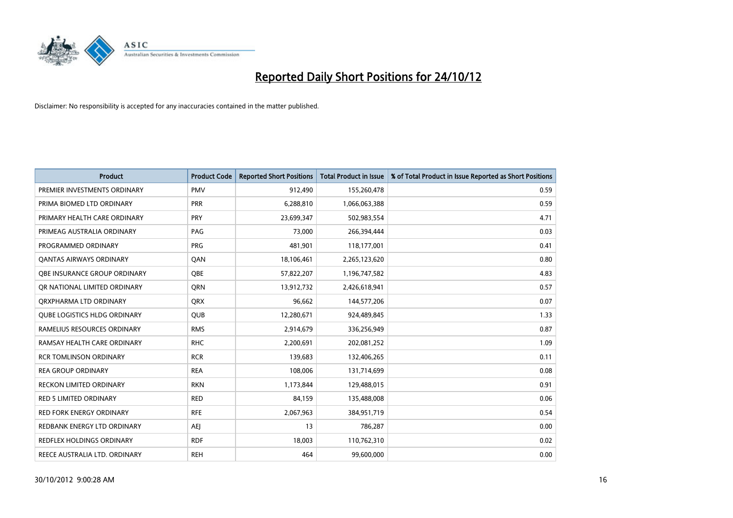# Reported Daily Short Positions for 24/10/12

Disclaimer: No responsibility is accepted for any inaccuracies contained in the matter published.

| Product | Product Code | Reported Short Positions | Total Product in Issue | % of Total Product in Issue Reported as Short Positions |
|---|---|---|---|---|
| PREMIER INVESTMENTS ORDINARY | PMV | 912,490 | 155,260,478 | 0.59 |
| PRIMA BIOMED LTD ORDINARY | PRR | 6,288,810 | 1,066,063,388 | 0.59 |
| PRIMARY HEALTH CARE ORDINARY | PRY | 23,699,347 | 502,983,554 | 4.71 |
| PRIMEAG AUSTRALIA ORDINARY | PAG | 73,000 | 266,394,444 | 0.03 |
| PROGRAMMED ORDINARY | PRG | 481,901 | 118,177,001 | 0.41 |
| QANTAS AIRWAYS ORDINARY | QAN | 18,106,461 | 2,265,123,620 | 0.80 |
| QBE INSURANCE GROUP ORDINARY | QBE | 57,822,207 | 1,196,747,582 | 4.83 |
| QR NATIONAL LIMITED ORDINARY | QRN | 13,912,732 | 2,426,618,941 | 0.57 |
| QRXPHARMA LTD ORDINARY | QRX | 96,662 | 144,577,206 | 0.07 |
| QUBE LOGISTICS HLDG ORDINARY | QUB | 12,280,671 | 924,489,845 | 1.33 |
| RAMELIUS RESOURCES ORDINARY | RMS | 2,914,679 | 336,256,949 | 0.87 |
| RAMSAY HEALTH CARE ORDINARY | RHC | 2,200,691 | 202,081,252 | 1.09 |
| RCR TOMLINSON ORDINARY | RCR | 139,683 | 132,406,265 | 0.11 |
| REA GROUP ORDINARY | REA | 108,006 | 131,714,699 | 0.08 |
| RECKON LIMITED ORDINARY | RKN | 1,173,844 | 129,488,015 | 0.91 |
| RED 5 LIMITED ORDINARY | RED | 84,159 | 135,488,008 | 0.06 |
| RED FORK ENERGY ORDINARY | RFE | 2,067,963 | 384,951,719 | 0.54 |
| REDBANK ENERGY LTD ORDINARY | AEJ | 13 | 786,287 | 0.00 |
| REDFLEX HOLDINGS ORDINARY | RDF | 18,003 | 110,762,310 | 0.02 |
| REECE AUSTRALIA LTD. ORDINARY | REH | 464 | 99,600,000 | 0.00 |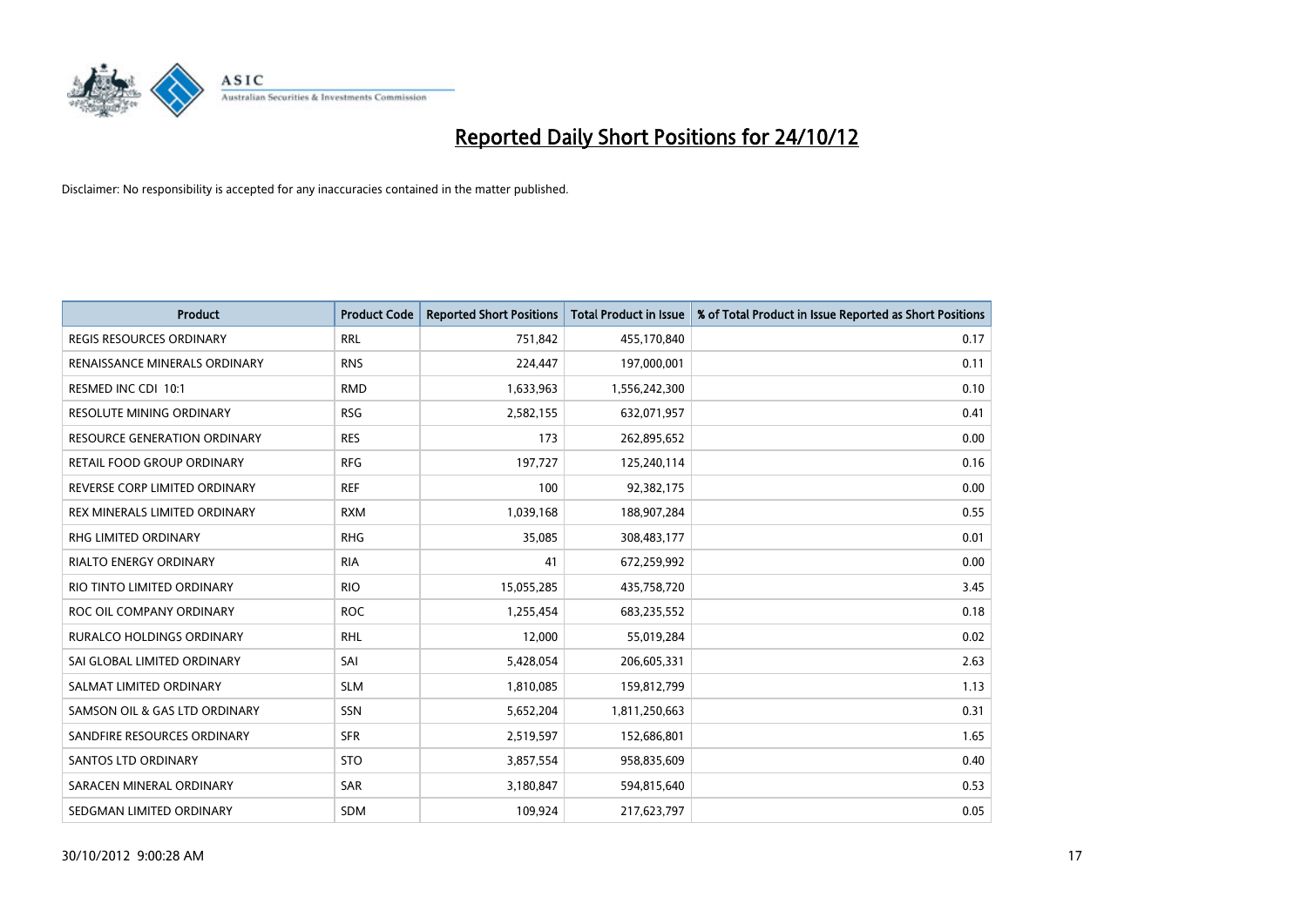# Reported Daily Short Positions for 24/10/12

Disclaimer: No responsibility is accepted for any inaccuracies contained in the matter published.

| Product | Product Code | Reported Short Positions | Total Product in Issue | % of Total Product in Issue Reported as Short Positions |
|---|---|---|---|---|
| REGIS RESOURCES ORDINARY | RRL | 751,842 | 455,170,840 | 0.17 |
| RENAISSANCE MINERALS ORDINARY | RNS | 224,447 | 197,000,001 | 0.11 |
| RESMED INC CDI 10:1 | RMD | 1,633,963 | 1,556,242,300 | 0.10 |
| RESOLUTE MINING ORDINARY | RSG | 2,582,155 | 632,071,957 | 0.41 |
| RESOURCE GENERATION ORDINARY | RES | 173 | 262,895,652 | 0.00 |
| RETAIL FOOD GROUP ORDINARY | RFG | 197,727 | 125,240,114 | 0.16 |
| REVERSE CORP LIMITED ORDINARY | REF | 100 | 92,382,175 | 0.00 |
| REX MINERALS LIMITED ORDINARY | RXM | 1,039,168 | 188,907,284 | 0.55 |
| RHG LIMITED ORDINARY | RHG | 35,085 | 308,483,177 | 0.01 |
| RIALTO ENERGY ORDINARY | RIA | 41 | 672,259,992 | 0.00 |
| RIO TINTO LIMITED ORDINARY | RIO | 15,055,285 | 435,758,720 | 3.45 |
| ROC OIL COMPANY ORDINARY | ROC | 1,255,454 | 683,235,552 | 0.18 |
| RURALCO HOLDINGS ORDINARY | RHL | 12,000 | 55,019,284 | 0.02 |
| SAI GLOBAL LIMITED ORDINARY | SAI | 5,428,054 | 206,605,331 | 2.63 |
| SALMAT LIMITED ORDINARY | SLM | 1,810,085 | 159,812,799 | 1.13 |
| SAMSON OIL & GAS LTD ORDINARY | SSN | 5,652,204 | 1,811,250,663 | 0.31 |
| SANDFIRE RESOURCES ORDINARY | SFR | 2,519,597 | 152,686,801 | 1.65 |
| SANTOS LTD ORDINARY | STO | 3,857,554 | 958,835,609 | 0.40 |
| SARACEN MINERAL ORDINARY | SAR | 3,180,847 | 594,815,640 | 0.53 |
| SEDGMAN LIMITED ORDINARY | SDM | 109,924 | 217,623,797 | 0.05 |

30/10/2012 9:00:28 AM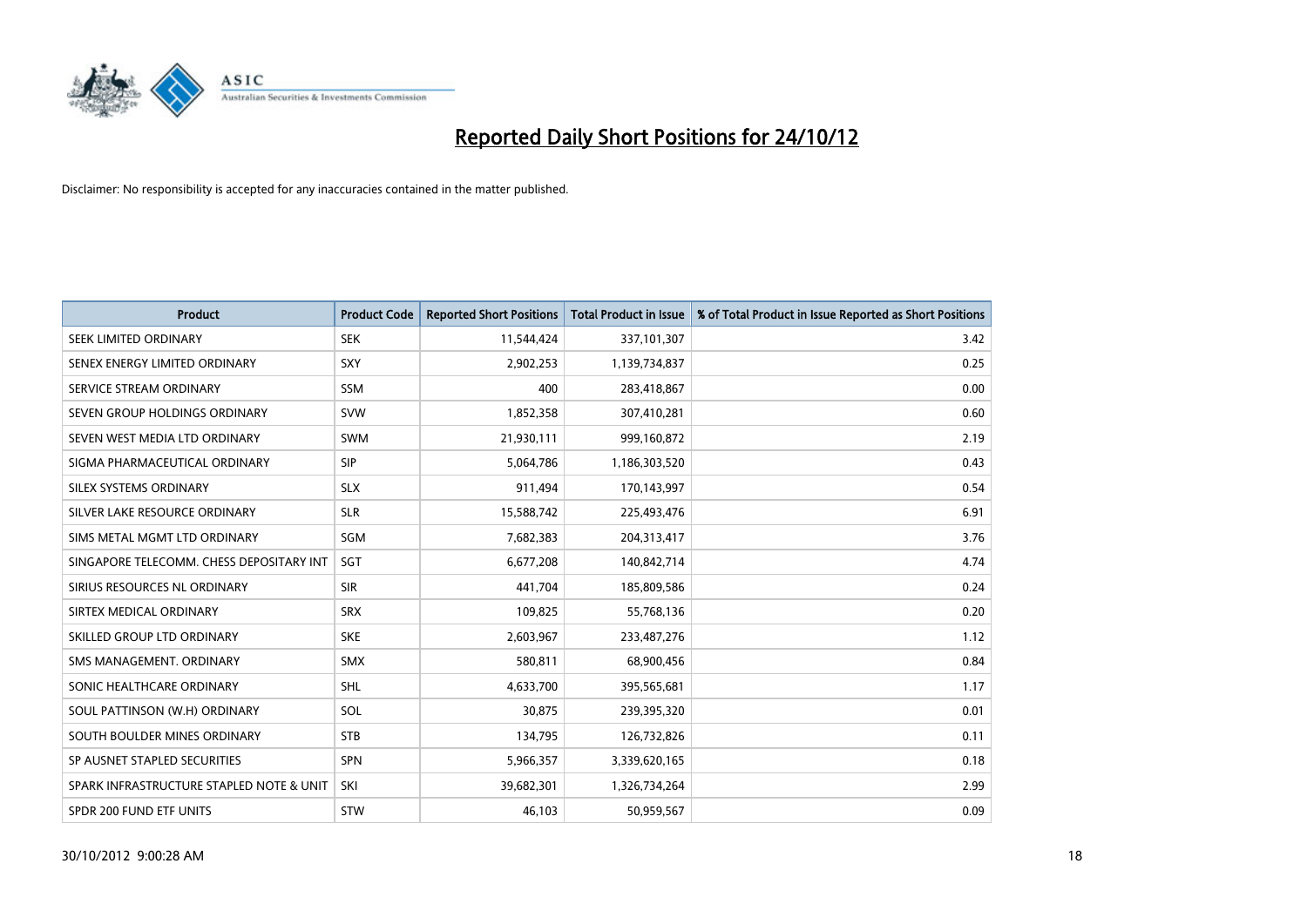# Reported Daily Short Positions for 24/10/12

Disclaimer: No responsibility is accepted for any inaccuracies contained in the matter published.

| Product | Product Code | Reported Short Positions | Total Product in Issue | % of Total Product in Issue Reported as Short Positions |
|---|---|---|---|---|
| SEEK LIMITED ORDINARY | SEK | 11,544,424 | 337,101,307 | 3.42 |
| SENEX ENERGY LIMITED ORDINARY | SXY | 2,902,253 | 1,139,734,837 | 0.25 |
| SERVICE STREAM ORDINARY | SSM | 400 | 283,418,867 | 0.00 |
| SEVEN GROUP HOLDINGS ORDINARY | SVW | 1,852,358 | 307,410,281 | 0.60 |
| SEVEN WEST MEDIA LTD ORDINARY | SWM | 21,930,111 | 999,160,872 | 2.19 |
| SIGMA PHARMACEUTICAL ORDINARY | SIP | 5,064,786 | 1,186,303,520 | 0.43 |
| SILEX SYSTEMS ORDINARY | SLX | 911,494 | 170,143,997 | 0.54 |
| SILVER LAKE RESOURCE ORDINARY | SLR | 15,588,742 | 225,493,476 | 6.91 |
| SIMS METAL MGMT LTD ORDINARY | SGM | 7,682,383 | 204,313,417 | 3.76 |
| SINGAPORE TELECOMM. CHESS DEPOSITARY INT | SGT | 6,677,208 | 140,842,714 | 4.74 |
| SIRIUS RESOURCES NL ORDINARY | SIR | 441,704 | 185,809,586 | 0.24 |
| SIRTEX MEDICAL ORDINARY | SRX | 109,825 | 55,768,136 | 0.20 |
| SKILLED GROUP LTD ORDINARY | SKE | 2,603,967 | 233,487,276 | 1.12 |
| SMS MANAGEMENT. ORDINARY | SMX | 580,811 | 68,900,456 | 0.84 |
| SONIC HEALTHCARE ORDINARY | SHL | 4,633,700 | 395,565,681 | 1.17 |
| SOUL PATTINSON (W.H) ORDINARY | SOL | 30,875 | 239,395,320 | 0.01 |
| SOUTH BOULDER MINES ORDINARY | STB | 134,795 | 126,732,826 | 0.11 |
| SP AUSNET STAPLED SECURITIES | SPN | 5,966,357 | 3,339,620,165 | 0.18 |
| SPARK INFRASTRUCTURE STAPLED NOTE & UNIT | SKI | 39,682,301 | 1,326,734,264 | 2.99 |
| SPDR 200 FUND ETF UNITS | STW | 46,103 | 50,959,567 | 0.09 |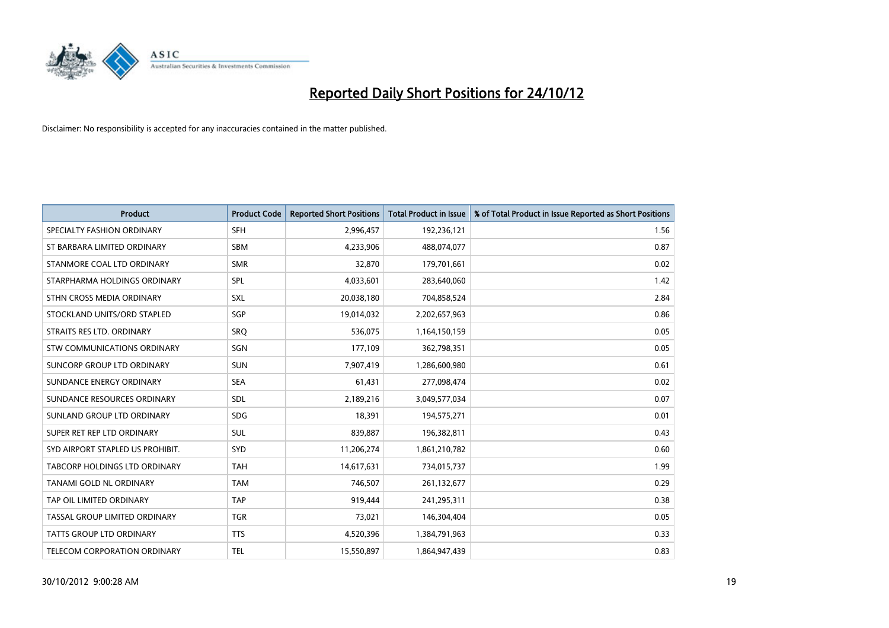# Reported Daily Short Positions for 24/10/12

Disclaimer: No responsibility is accepted for any inaccuracies contained in the matter published.

| Product | Product Code | Reported Short Positions | Total Product in Issue | % of Total Product in Issue Reported as Short Positions |
|---|---|---|---|---|
| SPECIALTY FASHION ORDINARY | SFH | 2,996,457 | 192,236,121 | 1.56 |
| ST BARBARA LIMITED ORDINARY | SBM | 4,233,906 | 488,074,077 | 0.87 |
| STANMORE COAL LTD ORDINARY | SMR | 32,870 | 179,701,661 | 0.02 |
| STARPHARMA HOLDINGS ORDINARY | SPL | 4,033,601 | 283,640,060 | 1.42 |
| STHN CROSS MEDIA ORDINARY | SXL | 20,038,180 | 704,858,524 | 2.84 |
| STOCKLAND UNITS/ORD STAPLED | SGP | 19,014,032 | 2,202,657,963 | 0.86 |
| STRAITS RES LTD. ORDINARY | SRQ | 536,075 | 1,164,150,159 | 0.05 |
| STW COMMUNICATIONS ORDINARY | SGN | 177,109 | 362,798,351 | 0.05 |
| SUNCORP GROUP LTD ORDINARY | SUN | 7,907,419 | 1,286,600,980 | 0.61 |
| SUNDANCE ENERGY ORDINARY | SEA | 61,431 | 277,098,474 | 0.02 |
| SUNDANCE RESOURCES ORDINARY | SDL | 2,189,216 | 3,049,577,034 | 0.07 |
| SUNLAND GROUP LTD ORDINARY | SDG | 18,391 | 194,575,271 | 0.01 |
| SUPER RET REP LTD ORDINARY | SUL | 839,887 | 196,382,811 | 0.43 |
| SYD AIRPORT STAPLED US PROHIBIT. | SYD | 11,206,274 | 1,861,210,782 | 0.60 |
| TABCORP HOLDINGS LTD ORDINARY | TAH | 14,617,631 | 734,015,737 | 1.99 |
| TANAMI GOLD NL ORDINARY | TAM | 746,507 | 261,132,677 | 0.29 |
| TAP OIL LIMITED ORDINARY | TAP | 919,444 | 241,295,311 | 0.38 |
| TASSAL GROUP LIMITED ORDINARY | TGR | 73,021 | 146,304,404 | 0.05 |
| TATTS GROUP LTD ORDINARY | TTS | 4,520,396 | 1,384,791,963 | 0.33 |
| TELECOM CORPORATION ORDINARY | TEL | 15,550,897 | 1,864,947,439 | 0.83 |

30/10/2012 9:00:28 AM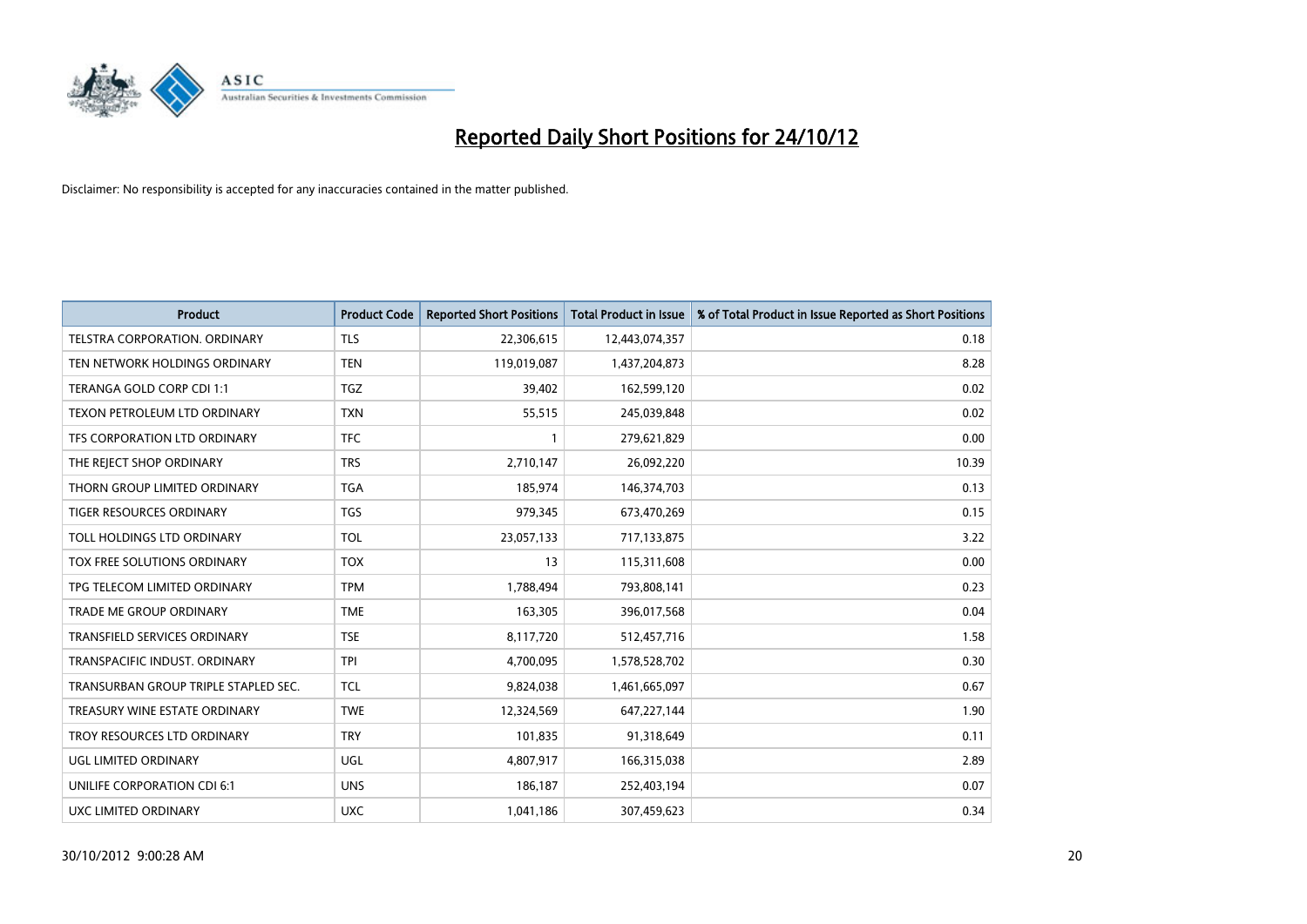# Reported Daily Short Positions for 24/10/12

Disclaimer: No responsibility is accepted for any inaccuracies contained in the matter published.

| Product | Product Code | Reported Short Positions | Total Product in Issue | % of Total Product in Issue Reported as Short Positions |
|---|---|---|---|---|
| TELSTRA CORPORATION. ORDINARY | TLS | 22,306,615 | 12,443,074,357 | 0.18 |
| TEN NETWORK HOLDINGS ORDINARY | TEN | 119,019,087 | 1,437,204,873 | 8.28 |
| TERANGA GOLD CORP CDI 1:1 | TGZ | 39,402 | 162,599,120 | 0.02 |
| TEXON PETROLEUM LTD ORDINARY | TXN | 55,515 | 245,039,848 | 0.02 |
| TFS CORPORATION LTD ORDINARY | TFC | 1 | 279,621,829 | 0.00 |
| THE REJECT SHOP ORDINARY | TRS | 2,710,147 | 26,092,220 | 10.39 |
| THORN GROUP LIMITED ORDINARY | TGA | 185,974 | 146,374,703 | 0.13 |
| TIGER RESOURCES ORDINARY | TGS | 979,345 | 673,470,269 | 0.15 |
| TOLL HOLDINGS LTD ORDINARY | TOL | 23,057,133 | 717,133,875 | 3.22 |
| TOX FREE SOLUTIONS ORDINARY | TOX | 13 | 115,311,608 | 0.00 |
| TPG TELECOM LIMITED ORDINARY | TPM | 1,788,494 | 793,808,141 | 0.23 |
| TRADE ME GROUP ORDINARY | TME | 163,305 | 396,017,568 | 0.04 |
| TRANSFIELD SERVICES ORDINARY | TSE | 8,117,720 | 512,457,716 | 1.58 |
| TRANSPACIFIC INDUST. ORDINARY | TPI | 4,700,095 | 1,578,528,702 | 0.30 |
| TRANSURBAN GROUP TRIPLE STAPLED SEC. | TCL | 9,824,038 | 1,461,665,097 | 0.67 |
| TREASURY WINE ESTATE ORDINARY | TWE | 12,324,569 | 647,227,144 | 1.90 |
| TROY RESOURCES LTD ORDINARY | TRY | 101,835 | 91,318,649 | 0.11 |
| UGL LIMITED ORDINARY | UGL | 4,807,917 | 166,315,038 | 2.89 |
| UNILIFE CORPORATION CDI 6:1 | UNS | 186,187 | 252,403,194 | 0.07 |
| UXC LIMITED ORDINARY | UXC | 1,041,186 | 307,459,623 | 0.34 |

30/10/2012 9:00:28 AM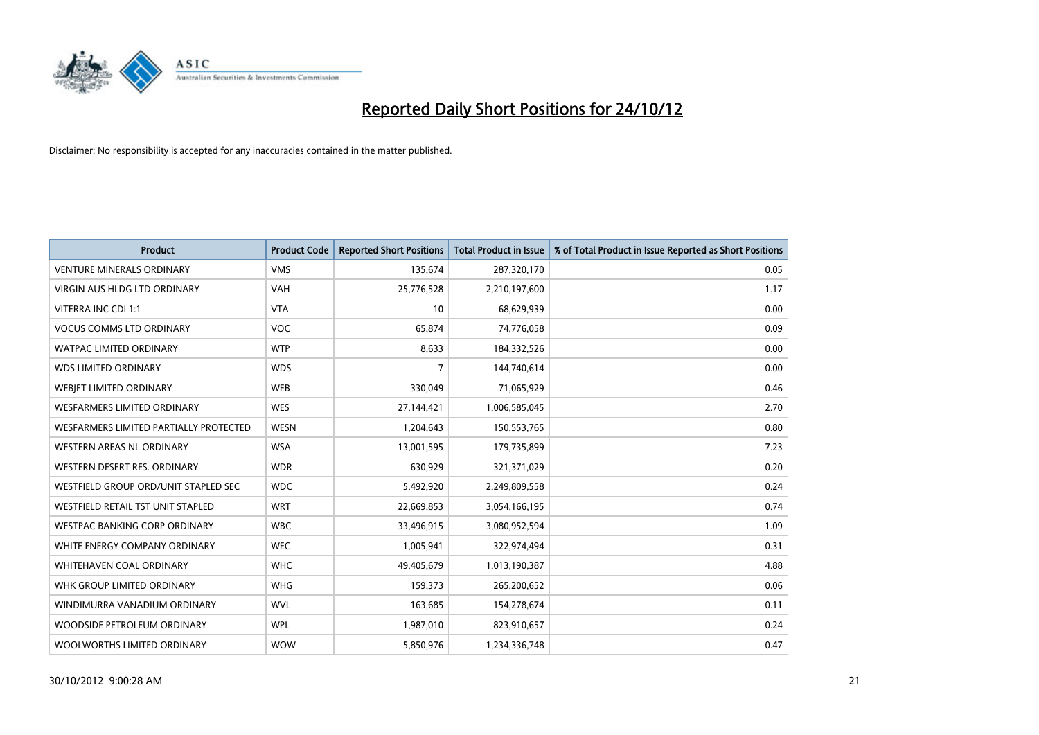# Reported Daily Short Positions for 24/10/12

Disclaimer: No responsibility is accepted for any inaccuracies contained in the matter published.

| Product | Product Code | Reported Short Positions | Total Product in Issue | % of Total Product in Issue Reported as Short Positions |
|---|---|---|---|---|
| VENTURE MINERALS ORDINARY | VMS | 135,674 | 287,320,170 | 0.05 |
| VIRGIN AUS HLDG LTD ORDINARY | VAH | 25,776,528 | 2,210,197,600 | 1.17 |
| VITERRA INC CDI 1:1 | VTA | 10 | 68,629,939 | 0.00 |
| VOCUS COMMS LTD ORDINARY | VOC | 65,874 | 74,776,058 | 0.09 |
| WATPAC LIMITED ORDINARY | WTP | 8,633 | 184,332,526 | 0.00 |
| WDS LIMITED ORDINARY | WDS | 7 | 144,740,614 | 0.00 |
| WEBJET LIMITED ORDINARY | WEB | 330,049 | 71,065,929 | 0.46 |
| WESFARMERS LIMITED ORDINARY | WES | 27,144,421 | 1,006,585,045 | 2.70 |
| WESFARMERS LIMITED PARTIALLY PROTECTED | WESN | 1,204,643 | 150,553,765 | 0.80 |
| WESTERN AREAS NL ORDINARY | WSA | 13,001,595 | 179,735,899 | 7.23 |
| WESTERN DESERT RES. ORDINARY | WDR | 630,929 | 321,371,029 | 0.20 |
| WESTFIELD GROUP ORD/UNIT STAPLED SEC | WDC | 5,492,920 | 2,249,809,558 | 0.24 |
| WESTFIELD RETAIL TST UNIT STAPLED | WRT | 22,669,853 | 3,054,166,195 | 0.74 |
| WESTPAC BANKING CORP ORDINARY | WBC | 33,496,915 | 3,080,952,594 | 1.09 |
| WHITE ENERGY COMPANY ORDINARY | WEC | 1,005,941 | 322,974,494 | 0.31 |
| WHITEHAVEN COAL ORDINARY | WHC | 49,405,679 | 1,013,190,387 | 4.88 |
| WHK GROUP LIMITED ORDINARY | WHG | 159,373 | 265,200,652 | 0.06 |
| WINDIMURRA VANADIUM ORDINARY | WVL | 163,685 | 154,278,674 | 0.11 |
| WOODSIDE PETROLEUM ORDINARY | WPL | 1,987,010 | 823,910,657 | 0.24 |
| WOOLWORTHS LIMITED ORDINARY | WOW | 5,850,976 | 1,234,336,748 | 0.47 |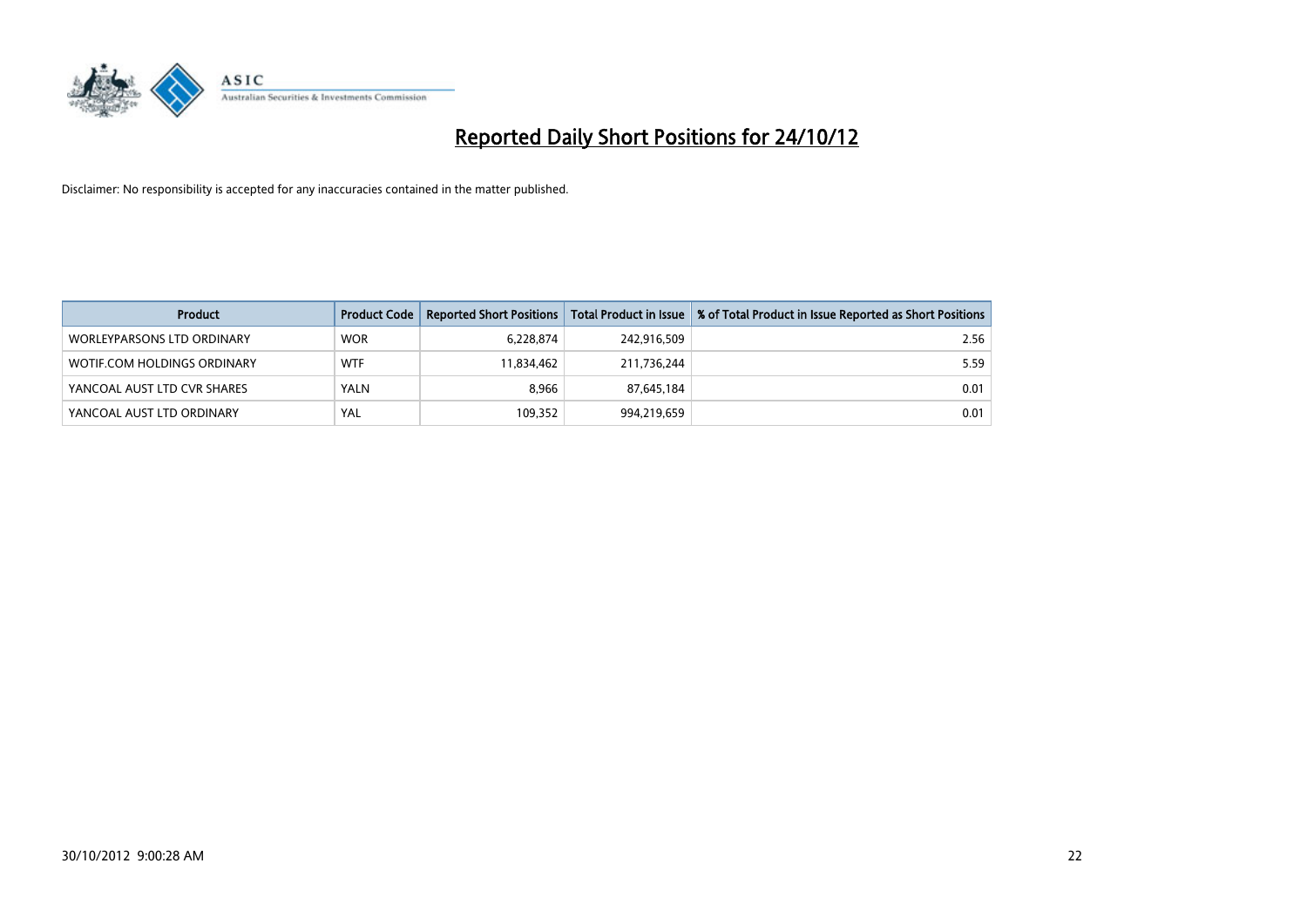# Reported Daily Short Positions for 24/10/12

Disclaimer: No responsibility is accepted for any inaccuracies contained in the matter published.

| Product | Product Code | Reported Short Positions | Total Product in Issue | % of Total Product in Issue Reported as Short Positions |
|---|---|---|---|---|
| WORLEYPARSONS LTD ORDINARY | WOR | 6,228,874 | 242,916,509 | 2.56 |
| WOTIF.COM HOLDINGS ORDINARY | WTF | 11,834,462 | 211,736,244 | 5.59 |
| YANCOAL AUST LTD CVR SHARES | YALN | 8,966 | 87,645,184 | 0.01 |
| YANCOAL AUST LTD ORDINARY | YAL | 109,352 | 994,219,659 | 0.01 |

30/10/2012 9:00:28 AM